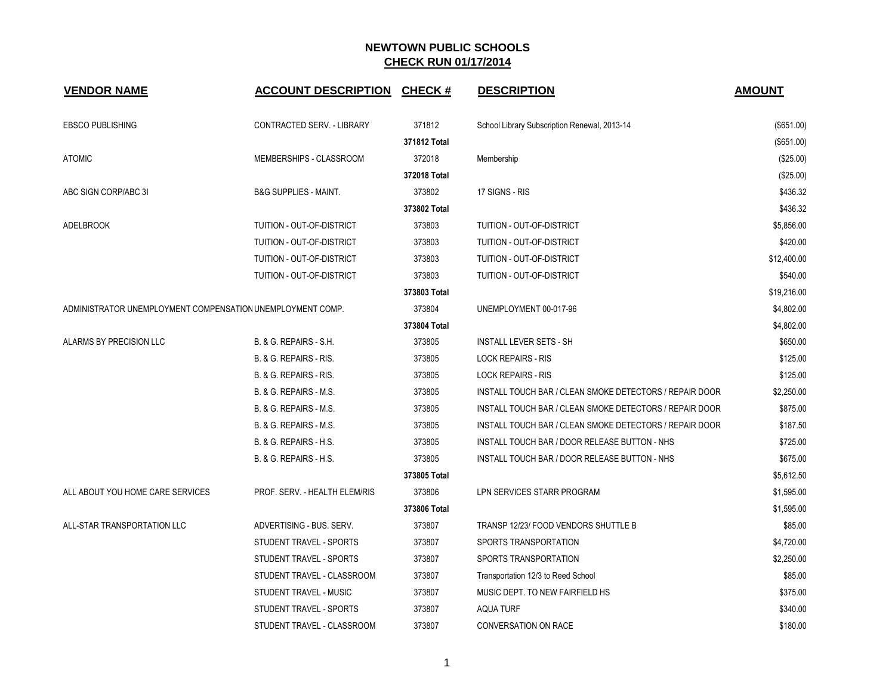# NEWTOWN PUBLIC SCHOOLS

## CHECK RUN 01/17/2014

| VENDOR NAME | ACCOUNT DESCRIPTION | CHECK # | DESCRIPTION | AMOUNT |
|---|---|---|---|---|
| EBSCO PUBLISHING | CONTRACTED SERV. - LIBRARY | 371812 | School Library Subscription Renewal, 2013-14 | ($651.00) |
| | | 371812 Total | | ($651.00) |
| ATOMIC | MEMBERSHIPS - CLASSROOM | 372018 | Membership | ($25.00) |
| | | 372018 Total | | ($25.00) |
| ABC SIGN CORP/ABC 3I | B&G SUPPLIES - MAINT. | 373802 | 17 SIGNS - RIS | $436.32 |
| | | 373802 Total | | $436.32 |
| ADELBROOK | TUITION - OUT-OF-DISTRICT | 373803 | TUITION - OUT-OF-DISTRICT | $5,856.00 |
| | TUITION - OUT-OF-DISTRICT | 373803 | TUITION - OUT-OF-DISTRICT | $420.00 |
| | TUITION - OUT-OF-DISTRICT | 373803 | TUITION - OUT-OF-DISTRICT | $12,400.00 |
| | TUITION - OUT-OF-DISTRICT | 373803 | TUITION - OUT-OF-DISTRICT | $540.00 |
| | | 373803 Total | | $19,216.00 |
| ADMINISTRATOR UNEMPLOYMENT COMPENSATION | UNEMPLOYMENT COMP. | 373804 | UNEMPLOYMENT 00-017-96 | $4,802.00 |
| | | 373804 Total | | $4,802.00 |
| ALARMS BY PRECISION LLC | B. & G. REPAIRS - S.H. | 373805 | INSTALL LEVER SETS - SH | $650.00 |
| | B. & G. REPAIRS - RIS. | 373805 | LOCK REPAIRS - RIS | $125.00 |
| | B. & G. REPAIRS - RIS. | 373805 | LOCK REPAIRS - RIS | $125.00 |
| | B. & G. REPAIRS - M.S. | 373805 | INSTALL TOUCH BAR / CLEAN SMOKE DETECTORS / REPAIR DOOR | $2,250.00 |
| | B. & G. REPAIRS - M.S. | 373805 | INSTALL TOUCH BAR / CLEAN SMOKE DETECTORS / REPAIR DOOR | $875.00 |
| | B. & G. REPAIRS - M.S. | 373805 | INSTALL TOUCH BAR / CLEAN SMOKE DETECTORS / REPAIR DOOR | $187.50 |
| | B. & G. REPAIRS - H.S. | 373805 | INSTALL TOUCH BAR / DOOR RELEASE BUTTON - NHS | $725.00 |
| | B. & G. REPAIRS - H.S. | 373805 | INSTALL TOUCH BAR / DOOR RELEASE BUTTON - NHS | $675.00 |
| | | 373805 Total | | $5,612.50 |
| ALL ABOUT YOU HOME CARE SERVICES | PROF. SERV. - HEALTH ELEM/RIS | 373806 | LPN SERVICES STARR PROGRAM | $1,595.00 |
| | | 373806 Total | | $1,595.00 |
| ALL-STAR TRANSPORTATION LLC | ADVERTISING - BUS. SERV. | 373807 | TRANSP 12/23/ FOOD VENDORS SHUTTLE B | $85.00 |
| | STUDENT TRAVEL - SPORTS | 373807 | SPORTS TRANSPORTATION | $4,720.00 |
| | STUDENT TRAVEL - SPORTS | 373807 | SPORTS TRANSPORTATION | $2,250.00 |
| | STUDENT TRAVEL - CLASSROOM | 373807 | Transportation 12/3 to Reed School | $85.00 |
| | STUDENT TRAVEL - MUSIC | 373807 | MUSIC DEPT. TO NEW FAIRFIELD HS | $375.00 |
| | STUDENT TRAVEL - SPORTS | 373807 | AQUA TURF | $340.00 |
| | STUDENT TRAVEL - CLASSROOM | 373807 | CONVERSATION ON RACE | $180.00 |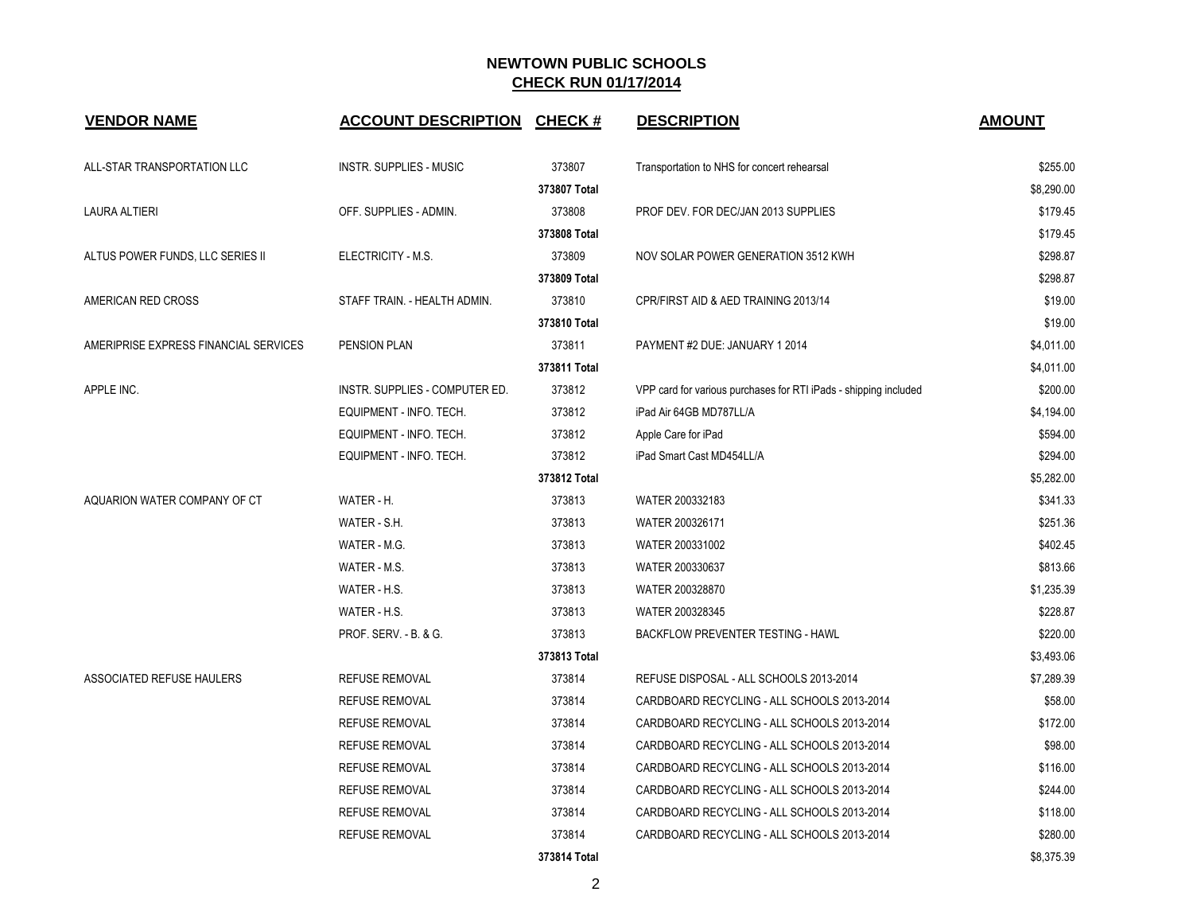# NEWTOWN PUBLIC SCHOOLS

## CHECK RUN 01/17/2014

| VENDOR NAME | ACCOUNT DESCRIPTION | CHECK # | DESCRIPTION | AMOUNT |
|---|---|---|---|---|
| ALL-STAR TRANSPORTATION LLC | INSTR. SUPPLIES - MUSIC | 373807 | Transportation to NHS for concert rehearsal | $255.00 |
| | | **373807 Total** | | $8,290.00 |
| LAURA ALTIERI | OFF. SUPPLIES - ADMIN. | 373808 | PROF DEV. FOR DEC/JAN 2013 SUPPLIES | $179.45 |
| | | **373808 Total** | | $179.45 |
| ALTUS POWER FUNDS, LLC SERIES II | ELECTRICITY - M.S. | 373809 | NOV SOLAR POWER GENERATION 3512 KWH | $298.87 |
| | | **373809 Total** | | $298.87 |
| AMERICAN RED CROSS | STAFF TRAIN. - HEALTH ADMIN. | 373810 | CPR/FIRST AID & AED TRAINING 2013/14 | $19.00 |
| | | **373810 Total** | | $19.00 |
| AMERIPRISE EXPRESS FINANCIAL SERVICES | PENSION PLAN | 373811 | PAYMENT #2 DUE: JANUARY 1 2014 | $4,011.00 |
| | | **373811 Total** | | $4,011.00 |
| APPLE INC. | INSTR. SUPPLIES - COMPUTER ED. | 373812 | VPP card for various purchases for RTI iPads - shipping included | $200.00 |
| | EQUIPMENT - INFO. TECH. | 373812 | iPad Air 64GB MD787LL/A | $4,194.00 |
| | EQUIPMENT - INFO. TECH. | 373812 | Apple Care for iPad | $594.00 |
| | EQUIPMENT - INFO. TECH. | 373812 | iPad Smart Cast MD454LL/A | $294.00 |
| | | **373812 Total** | | $5,282.00 |
| AQUARION WATER COMPANY OF CT | WATER - H. | 373813 | WATER 200332183 | $341.33 |
| | WATER - S.H. | 373813 | WATER 200326171 | $251.36 |
| | WATER - M.G. | 373813 | WATER 200331002 | $402.45 |
| | WATER - M.S. | 373813 | WATER 200330637 | $813.66 |
| | WATER - H.S. | 373813 | WATER 200328870 | $1,235.39 |
| | WATER - H.S. | 373813 | WATER 200328345 | $228.87 |
| | PROF. SERV. - B. & G. | 373813 | BACKFLOW PREVENTER TESTING - HAWL | $220.00 |
| | | **373813 Total** | | $3,493.06 |
| ASSOCIATED REFUSE HAULERS | REFUSE REMOVAL | 373814 | REFUSE DISPOSAL - ALL SCHOOLS 2013-2014 | $7,289.39 |
| | REFUSE REMOVAL | 373814 | CARDBOARD RECYCLING - ALL SCHOOLS 2013-2014 | $58.00 |
| | REFUSE REMOVAL | 373814 | CARDBOARD RECYCLING - ALL SCHOOLS 2013-2014 | $172.00 |
| | REFUSE REMOVAL | 373814 | CARDBOARD RECYCLING - ALL SCHOOLS 2013-2014 | $98.00 |
| | REFUSE REMOVAL | 373814 | CARDBOARD RECYCLING - ALL SCHOOLS 2013-2014 | $116.00 |
| | REFUSE REMOVAL | 373814 | CARDBOARD RECYCLING - ALL SCHOOLS 2013-2014 | $244.00 |
| | REFUSE REMOVAL | 373814 | CARDBOARD RECYCLING - ALL SCHOOLS 2013-2014 | $118.00 |
| | REFUSE REMOVAL | 373814 | CARDBOARD RECYCLING - ALL SCHOOLS 2013-2014 | $280.00 |
| | | **373814 Total** | | $8,375.39 |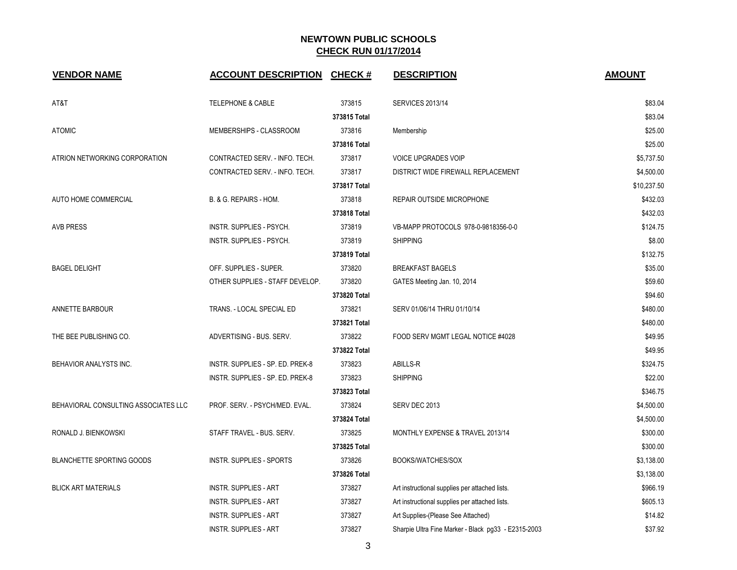# NEWTOWN PUBLIC SCHOOLS

## CHECK RUN 01/17/2014

| VENDOR NAME | ACCOUNT DESCRIPTION | CHECK # | DESCRIPTION | AMOUNT |
|---|---|---|---|---|
| AT&T | TELEPHONE & CABLE | 373815 | SERVICES 2013/14 | $83.04 |
| | | 373815 Total | | $83.04 |
| ATOMIC | MEMBERSHIPS - CLASSROOM | 373816 | Membership | $25.00 |
| | | 373816 Total | | $25.00 |
| ATRION NETWORKING CORPORATION | CONTRACTED SERV. - INFO. TECH. | 373817 | VOICE UPGRADES VOIP | $5,737.50 |
| | CONTRACTED SERV. - INFO. TECH. | 373817 | DISTRICT WIDE FIREWALL REPLACEMENT | $4,500.00 |
| | | 373817 Total | | $10,237.50 |
| AUTO HOME COMMERCIAL | B. & G. REPAIRS - HOM. | 373818 | REPAIR OUTSIDE MICROPHONE | $432.03 |
| | | 373818 Total | | $432.03 |
| AVB PRESS | INSTR. SUPPLIES - PSYCH. | 373819 | VB-MAPP PROTOCOLS 978-0-9818356-0-0 | $124.75 |
| | INSTR. SUPPLIES - PSYCH. | 373819 | SHIPPING | $8.00 |
| | | 373819 Total | | $132.75 |
| BAGEL DELIGHT | OFF. SUPPLIES - SUPER. | 373820 | BREAKFAST BAGELS | $35.00 |
| | OTHER SUPPLIES - STAFF DEVELOP. | 373820 | GATES Meeting Jan. 10, 2014 | $59.60 |
| | | 373820 Total | | $94.60 |
| ANNETTE BARBOUR | TRANS. - LOCAL SPECIAL ED | 373821 | SERV 01/06/14 THRU 01/10/14 | $480.00 |
| | | 373821 Total | | $480.00 |
| THE BEE PUBLISHING CO. | ADVERTISING - BUS. SERV. | 373822 | FOOD SERV MGMT LEGAL NOTICE #4028 | $49.95 |
| | | 373822 Total | | $49.95 |
| BEHAVIOR ANALYSTS INC. | INSTR. SUPPLIES - SP. ED. PREK-8 | 373823 | ABILLS-R | $324.75 |
| | INSTR. SUPPLIES - SP. ED. PREK-8 | 373823 | SHIPPING | $22.00 |
| | | 373823 Total | | $346.75 |
| BEHAVIORAL CONSULTING ASSOCIATES LLC | PROF. SERV. - PSYCH/MED. EVAL. | 373824 | SERV DEC 2013 | $4,500.00 |
| | | 373824 Total | | $4,500.00 |
| RONALD J. BIENKOWSKI | STAFF TRAVEL - BUS. SERV. | 373825 | MONTHLY EXPENSE & TRAVEL 2013/14 | $300.00 |
| | | 373825 Total | | $300.00 |
| BLANCHETTE SPORTING GOODS | INSTR. SUPPLIES - SPORTS | 373826 | BOOKS/WATCHES/SOX | $3,138.00 |
| | | 373826 Total | | $3,138.00 |
| BLICK ART MATERIALS | INSTR. SUPPLIES - ART | 373827 | Art instructional supplies per attached lists. | $966.19 |
| | INSTR. SUPPLIES - ART | 373827 | Art instructional supplies per attached lists. | $605.13 |
| | INSTR. SUPPLIES - ART | 373827 | Art Supplies-(Please See Attached) | $14.82 |
| | INSTR. SUPPLIES - ART | 373827 | Sharpie Ultra Fine Marker - Black pg33 - E2315-2003 | $37.92 |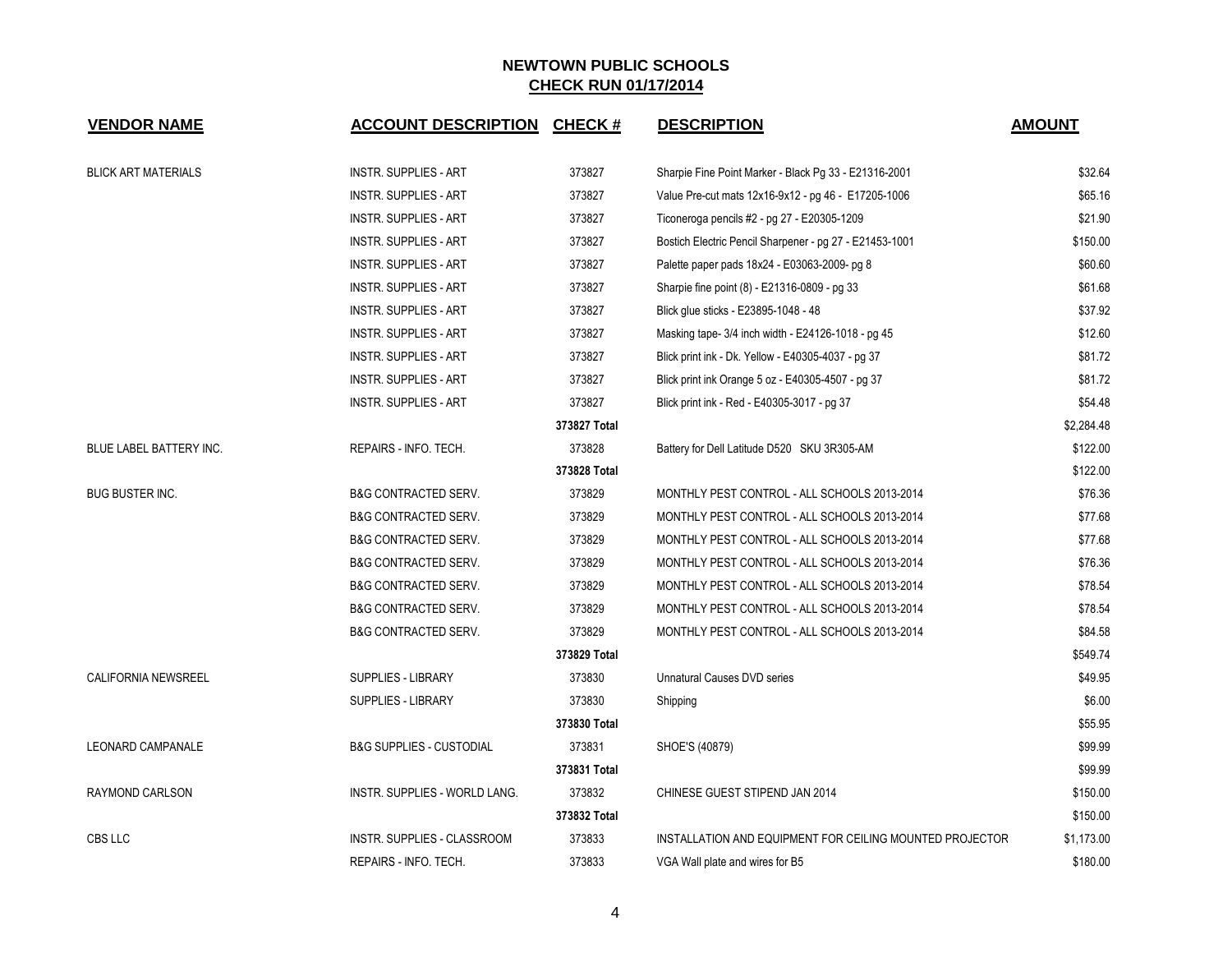# NEWTOWN PUBLIC SCHOOLS

## CHECK RUN 01/17/2014

| VENDOR NAME | ACCOUNT DESCRIPTION | CHECK # | DESCRIPTION | AMOUNT |
|---|---|---|---|---|
| BLICK ART MATERIALS | INSTR. SUPPLIES - ART | 373827 | Sharpie Fine Point Marker - Black Pg 33 - E21316-2001 | $32.64 |
| | INSTR. SUPPLIES - ART | 373827 | Value Pre-cut mats 12x16-9x12 - pg 46 - E17205-1006 | $65.16 |
| | INSTR. SUPPLIES - ART | 373827 | Ticoneroga pencils #2 - pg 27 - E20305-1209 | $21.90 |
| | INSTR. SUPPLIES - ART | 373827 | Bostich Electric Pencil Sharpener - pg 27 - E21453-1001 | $150.00 |
| | INSTR. SUPPLIES - ART | 373827 | Palette paper pads 18x24 - E03063-2009- pg 8 | $60.60 |
| | INSTR. SUPPLIES - ART | 373827 | Sharpie fine point (8) - E21316-0809 - pg 33 | $61.68 |
| | INSTR. SUPPLIES - ART | 373827 | Blick glue sticks - E23895-1048 - 48 | $37.92 |
| | INSTR. SUPPLIES - ART | 373827 | Masking tape- 3/4 inch width - E24126-1018 - pg 45 | $12.60 |
| | INSTR. SUPPLIES - ART | 373827 | Blick print ink - Dk. Yellow - E40305-4037 - pg 37 | $81.72 |
| | INSTR. SUPPLIES - ART | 373827 | Blick print ink Orange 5 oz - E40305-4507 - pg 37 | $81.72 |
| | INSTR. SUPPLIES - ART | 373827 | Blick print ink - Red - E40305-3017 - pg 37 | $54.48 |
| | | **373827 Total** | | $2,284.48 |
| BLUE LABEL BATTERY INC. | REPAIRS - INFO. TECH. | 373828 | Battery for Dell Latitude D520 SKU 3R305-AM | $122.00 |
| | | **373828 Total** | | $122.00 |
| BUG BUSTER INC. | B&G CONTRACTED SERV. | 373829 | MONTHLY PEST CONTROL - ALL SCHOOLS 2013-2014 | $76.36 |
| | B&G CONTRACTED SERV. | 373829 | MONTHLY PEST CONTROL - ALL SCHOOLS 2013-2014 | $77.68 |
| | B&G CONTRACTED SERV. | 373829 | MONTHLY PEST CONTROL - ALL SCHOOLS 2013-2014 | $77.68 |
| | B&G CONTRACTED SERV. | 373829 | MONTHLY PEST CONTROL - ALL SCHOOLS 2013-2014 | $76.36 |
| | B&G CONTRACTED SERV. | 373829 | MONTHLY PEST CONTROL - ALL SCHOOLS 2013-2014 | $78.54 |
| | B&G CONTRACTED SERV. | 373829 | MONTHLY PEST CONTROL - ALL SCHOOLS 2013-2014 | $78.54 |
| | B&G CONTRACTED SERV. | 373829 | MONTHLY PEST CONTROL - ALL SCHOOLS 2013-2014 | $84.58 |
| | | **373829 Total** | | $549.74 |
| CALIFORNIA NEWSREEL | SUPPLIES - LIBRARY | 373830 | Unnatural Causes DVD series | $49.95 |
| | SUPPLIES - LIBRARY | 373830 | Shipping | $6.00 |
| | | **373830 Total** | | $55.95 |
| LEONARD CAMPANALE | B&G SUPPLIES - CUSTODIAL | 373831 | SHOE'S (40879) | $99.99 |
| | | **373831 Total** | | $99.99 |
| RAYMOND CARLSON | INSTR. SUPPLIES - WORLD LANG. | 373832 | CHINESE GUEST STIPEND JAN 2014 | $150.00 |
| | | **373832 Total** | | $150.00 |
| CBS LLC | INSTR. SUPPLIES - CLASSROOM | 373833 | INSTALLATION AND EQUIPMENT FOR CEILING MOUNTED PROJECTOR | $1,173.00 |
| | REPAIRS - INFO. TECH. | 373833 | VGA Wall plate and wires for B5 | $180.00 |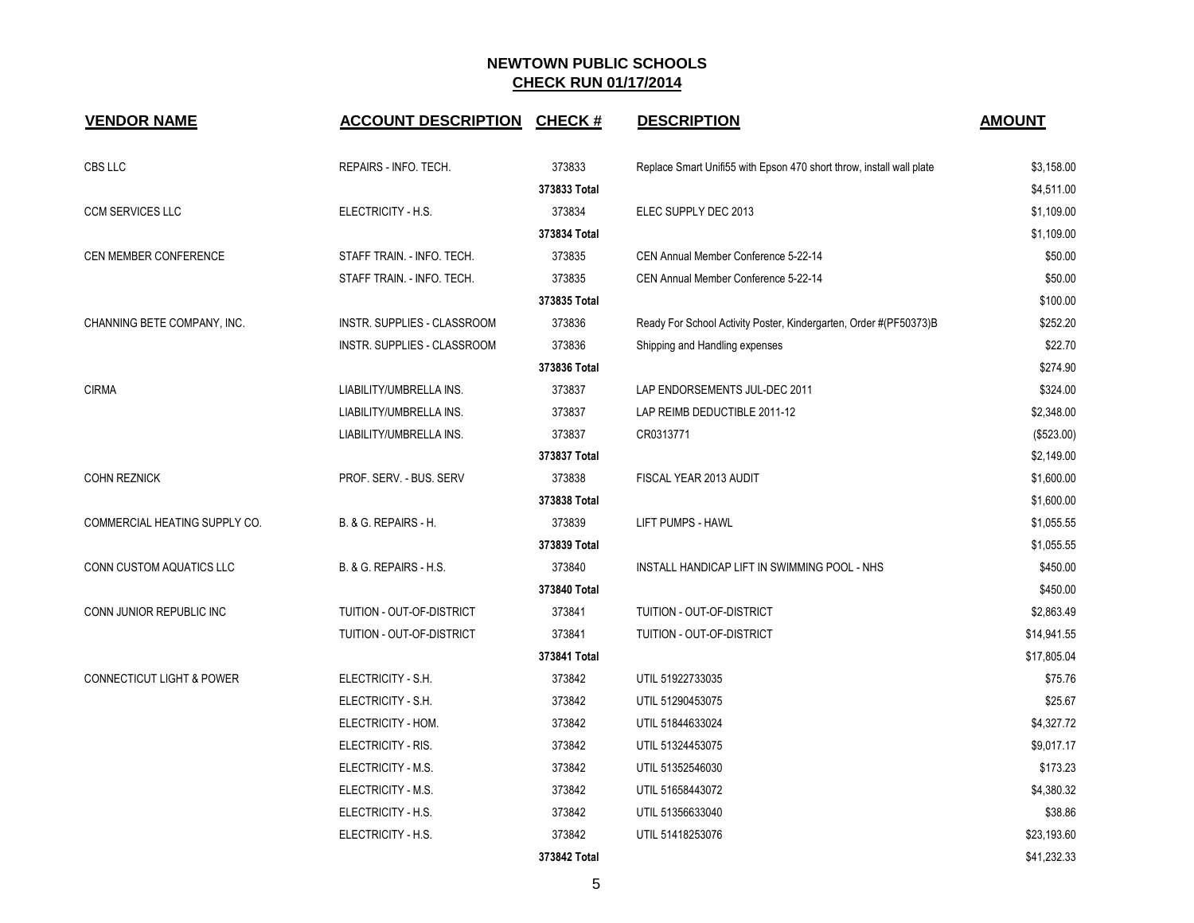# NEWTOWN PUBLIC SCHOOLS

## CHECK RUN 01/17/2014

| VENDOR NAME | ACCOUNT DESCRIPTION | CHECK # | DESCRIPTION | AMOUNT |
|---|---|---|---|---|
| CBS LLC | REPAIRS - INFO. TECH. | 373833 | Replace Smart Unifi55 with Epson 470 short throw, install wall plate | $3,158.00 |
| | | 373833 Total | | $4,511.00 |
| CCM SERVICES LLC | ELECTRICITY - H.S. | 373834 | ELEC SUPPLY DEC 2013 | $1,109.00 |
| | | 373834 Total | | $1,109.00 |
| CEN MEMBER CONFERENCE | STAFF TRAIN. - INFO. TECH. | 373835 | CEN Annual Member Conference 5-22-14 | $50.00 |
| | STAFF TRAIN. - INFO. TECH. | 373835 | CEN Annual Member Conference 5-22-14 | $50.00 |
| | | 373835 Total | | $100.00 |
| CHANNING BETE COMPANY, INC. | INSTR. SUPPLIES - CLASSROOM | 373836 | Ready For School Activity Poster, Kindergarten, Order #(PF50373)B | $252.20 |
| | INSTR. SUPPLIES - CLASSROOM | 373836 | Shipping and Handling expenses | $22.70 |
| | | 373836 Total | | $274.90 |
| CIRMA | LIABILITY/UMBRELLA INS. | 373837 | LAP ENDORSEMENTS JUL-DEC 2011 | $324.00 |
| | LIABILITY/UMBRELLA INS. | 373837 | LAP REIMB DEDUCTIBLE 2011-12 | $2,348.00 |
| | LIABILITY/UMBRELLA INS. | 373837 | CR0313771 | ($523.00) |
| | | 373837 Total | | $2,149.00 |
| COHN REZNICK | PROF. SERV. - BUS. SERV | 373838 | FISCAL YEAR 2013 AUDIT | $1,600.00 |
| | | 373838 Total | | $1,600.00 |
| COMMERCIAL HEATING SUPPLY CO. | B. & G. REPAIRS - H. | 373839 | LIFT PUMPS - HAWL | $1,055.55 |
| | | 373839 Total | | $1,055.55 |
| CONN CUSTOM AQUATICS LLC | B. & G. REPAIRS - H.S. | 373840 | INSTALL HANDICAP LIFT IN SWIMMING POOL - NHS | $450.00 |
| | | 373840 Total | | $450.00 |
| CONN JUNIOR REPUBLIC INC | TUITION - OUT-OF-DISTRICT | 373841 | TUITION - OUT-OF-DISTRICT | $2,863.49 |
| | TUITION - OUT-OF-DISTRICT | 373841 | TUITION - OUT-OF-DISTRICT | $14,941.55 |
| | | 373841 Total | | $17,805.04 |
| CONNECTICUT LIGHT & POWER | ELECTRICITY - S.H. | 373842 | UTIL 51922733035 | $75.76 |
| | ELECTRICITY - S.H. | 373842 | UTIL 51290453075 | $25.67 |
| | ELECTRICITY - HOM. | 373842 | UTIL 51844633024 | $4,327.72 |
| | ELECTRICITY - RIS. | 373842 | UTIL 51324453075 | $9,017.17 |
| | ELECTRICITY - M.S. | 373842 | UTIL 51352546030 | $173.23 |
| | ELECTRICITY - M.S. | 373842 | UTIL 51658443072 | $4,380.32 |
| | ELECTRICITY - H.S. | 373842 | UTIL 51356633040 | $38.86 |
| | ELECTRICITY - H.S. | 373842 | UTIL 51418253076 | $23,193.60 |
| | | 373842 Total | | $41,232.33 |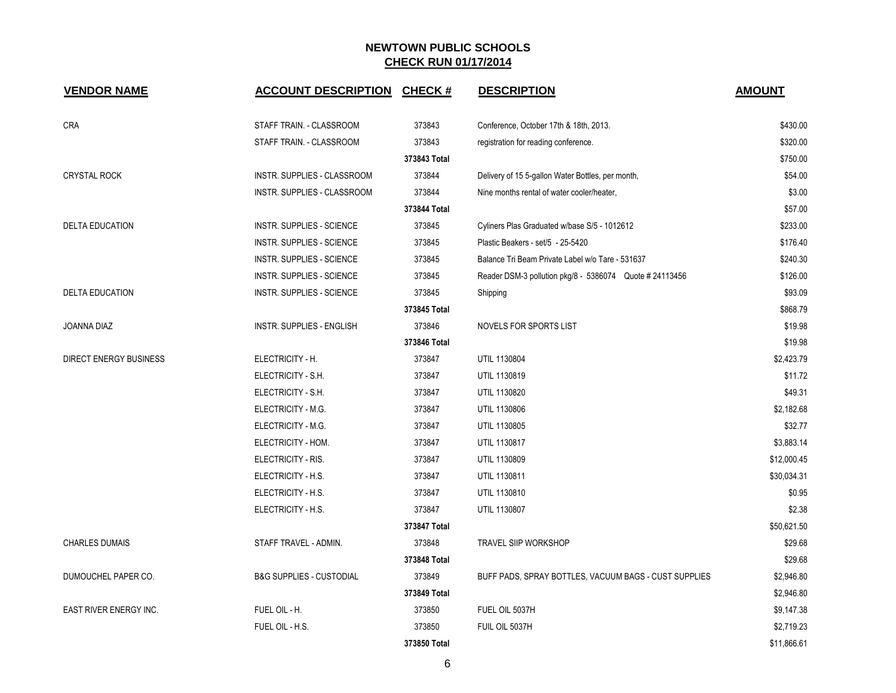## NEWTOWN PUBLIC SCHOOLS
## CHECK RUN 01/17/2014

| VENDOR NAME | ACCOUNT DESCRIPTION | CHECK # | DESCRIPTION | AMOUNT |
|---|---|---|---|---|
| CRA | STAFF TRAIN. - CLASSROOM | 373843 | Conference, October 17th & 18th, 2013. | $430.00 |
| | STAFF TRAIN. - CLASSROOM | 373843 | registration for reading conference. | $320.00 |
| | | 373843 Total | | $750.00 |
| CRYSTAL ROCK | INSTR. SUPPLIES - CLASSROOM | 373844 | Delivery of 15 5-gallon Water Bottles, per month, | $54.00 |
| | INSTR. SUPPLIES - CLASSROOM | 373844 | Nine months rental of water cooler/heater, | $3.00 |
| | | 373844 Total | | $57.00 |
| DELTA EDUCATION | INSTR. SUPPLIES - SCIENCE | 373845 | Cyliners Plas Graduated w/base S/5 - 1012612 | $233.00 |
| | INSTR. SUPPLIES - SCIENCE | 373845 | Plastic Beakers - set/5 - 25-5420 | $176.40 |
| | INSTR. SUPPLIES - SCIENCE | 373845 | Balance Tri Beam Private Label w/o Tare - 531637 | $240.30 |
| | INSTR. SUPPLIES - SCIENCE | 373845 | Reader DSM-3 pollution pkg/8 - 5386074 Quote # 24113456 | $126.00 |
| DELTA EDUCATION | INSTR. SUPPLIES - SCIENCE | 373845 | Shipping | $93.09 |
| | | 373845 Total | | $868.79 |
| JOANNA DIAZ | INSTR. SUPPLIES - ENGLISH | 373846 | NOVELS FOR SPORTS LIST | $19.98 |
| | | 373846 Total | | $19.98 |
| DIRECT ENERGY BUSINESS | ELECTRICITY - H. | 373847 | UTIL 1130804 | $2,423.79 |
| | ELECTRICITY - S.H. | 373847 | UTIL 1130819 | $11.72 |
| | ELECTRICITY - S.H. | 373847 | UTIL 1130820 | $49.31 |
| | ELECTRICITY - M.G. | 373847 | UTIL 1130806 | $2,182.68 |
| | ELECTRICITY - M.G. | 373847 | UTIL 1130805 | $32.77 |
| | ELECTRICITY - HOM. | 373847 | UTIL 1130817 | $3,883.14 |
| | ELECTRICITY - RIS. | 373847 | UTIL 1130809 | $12,000.45 |
| | ELECTRICITY - H.S. | 373847 | UTIL 1130811 | $30,034.31 |
| | ELECTRICITY - H.S. | 373847 | UTIL 1130810 | $0.95 |
| | ELECTRICITY - H.S. | 373847 | UTIL 1130807 | $2.38 |
| | | 373847 Total | | $50,621.50 |
| CHARLES DUMAIS | STAFF TRAVEL - ADMIN. | 373848 | TRAVEL SIIP WORKSHOP | $29.68 |
| | | 373848 Total | | $29.68 |
| DUMOUCHEL PAPER CO. | B&G SUPPLIES - CUSTODIAL | 373849 | BUFF PADS, SPRAY BOTTLES, VACUUM BAGS - CUST SUPPLIES | $2,946.80 |
| | | 373849 Total | | $2,946.80 |
| EAST RIVER ENERGY INC. | FUEL OIL - H. | 373850 | FUEL OIL 5037H | $9,147.38 |
| | FUEL OIL - H.S. | 373850 | FUIL OIL 5037H | $2,719.23 |
| | | 373850 Total | | $11,866.61 |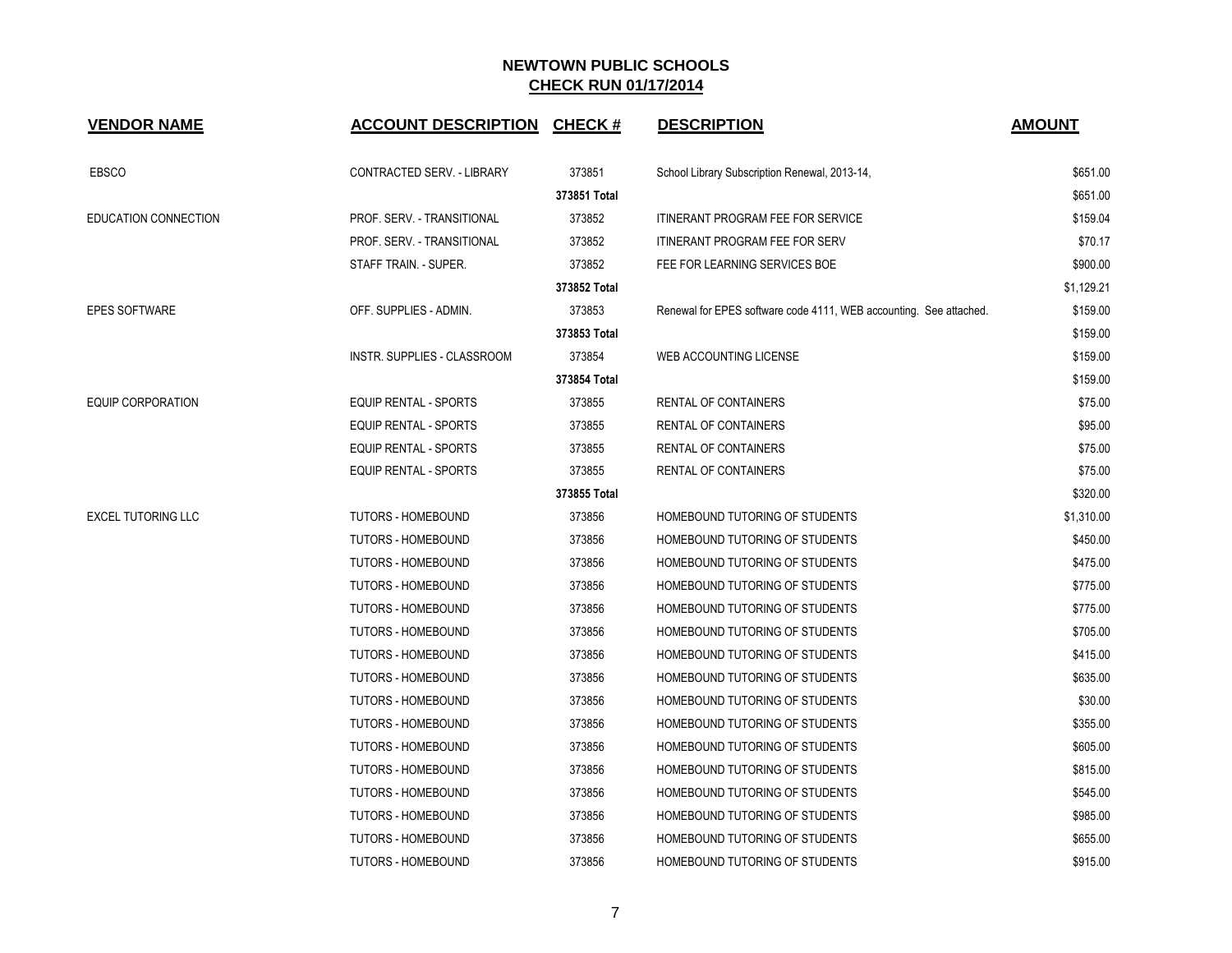# NEWTOWN PUBLIC SCHOOLS

## CHECK RUN 01/17/2014

| VENDOR NAME | ACCOUNT DESCRIPTION | CHECK # | DESCRIPTION | AMOUNT |
|---|---|---|---|---|
| EBSCO | CONTRACTED SERV. - LIBRARY | 373851 | School Library Subscription Renewal, 2013-14, | $651.00 |
| | | 373851 Total | | $651.00 |
| EDUCATION CONNECTION | PROF. SERV. - TRANSITIONAL | 373852 | ITINERANT PROGRAM FEE FOR SERVICE | $159.04 |
| | PROF. SERV. - TRANSITIONAL | 373852 | ITINERANT PROGRAM FEE FOR SERV | $70.17 |
| | STAFF TRAIN. - SUPER. | 373852 | FEE FOR LEARNING SERVICES BOE | $900.00 |
| | | 373852 Total | | $1,129.21 |
| EPES SOFTWARE | OFF. SUPPLIES - ADMIN. | 373853 | Renewal for EPES software code 4111, WEB accounting. See attached. | $159.00 |
| | | 373853 Total | | $159.00 |
| | INSTR. SUPPLIES - CLASSROOM | 373854 | WEB ACCOUNTING LICENSE | $159.00 |
| | | 373854 Total | | $159.00 |
| EQUIP CORPORATION | EQUIP RENTAL - SPORTS | 373855 | RENTAL OF CONTAINERS | $75.00 |
| | EQUIP RENTAL - SPORTS | 373855 | RENTAL OF CONTAINERS | $95.00 |
| | EQUIP RENTAL - SPORTS | 373855 | RENTAL OF CONTAINERS | $75.00 |
| | EQUIP RENTAL - SPORTS | 373855 | RENTAL OF CONTAINERS | $75.00 |
| | | 373855 Total | | $320.00 |
| EXCEL TUTORING LLC | TUTORS - HOMEBOUND | 373856 | HOMEBOUND TUTORING OF STUDENTS | $1,310.00 |
| | TUTORS - HOMEBOUND | 373856 | HOMEBOUND TUTORING OF STUDENTS | $450.00 |
| | TUTORS - HOMEBOUND | 373856 | HOMEBOUND TUTORING OF STUDENTS | $475.00 |
| | TUTORS - HOMEBOUND | 373856 | HOMEBOUND TUTORING OF STUDENTS | $775.00 |
| | TUTORS - HOMEBOUND | 373856 | HOMEBOUND TUTORING OF STUDENTS | $775.00 |
| | TUTORS - HOMEBOUND | 373856 | HOMEBOUND TUTORING OF STUDENTS | $705.00 |
| | TUTORS - HOMEBOUND | 373856 | HOMEBOUND TUTORING OF STUDENTS | $415.00 |
| | TUTORS - HOMEBOUND | 373856 | HOMEBOUND TUTORING OF STUDENTS | $635.00 |
| | TUTORS - HOMEBOUND | 373856 | HOMEBOUND TUTORING OF STUDENTS | $30.00 |
| | TUTORS - HOMEBOUND | 373856 | HOMEBOUND TUTORING OF STUDENTS | $355.00 |
| | TUTORS - HOMEBOUND | 373856 | HOMEBOUND TUTORING OF STUDENTS | $605.00 |
| | TUTORS - HOMEBOUND | 373856 | HOMEBOUND TUTORING OF STUDENTS | $815.00 |
| | TUTORS - HOMEBOUND | 373856 | HOMEBOUND TUTORING OF STUDENTS | $545.00 |
| | TUTORS - HOMEBOUND | 373856 | HOMEBOUND TUTORING OF STUDENTS | $985.00 |
| | TUTORS - HOMEBOUND | 373856 | HOMEBOUND TUTORING OF STUDENTS | $655.00 |
| | TUTORS - HOMEBOUND | 373856 | HOMEBOUND TUTORING OF STUDENTS | $915.00 |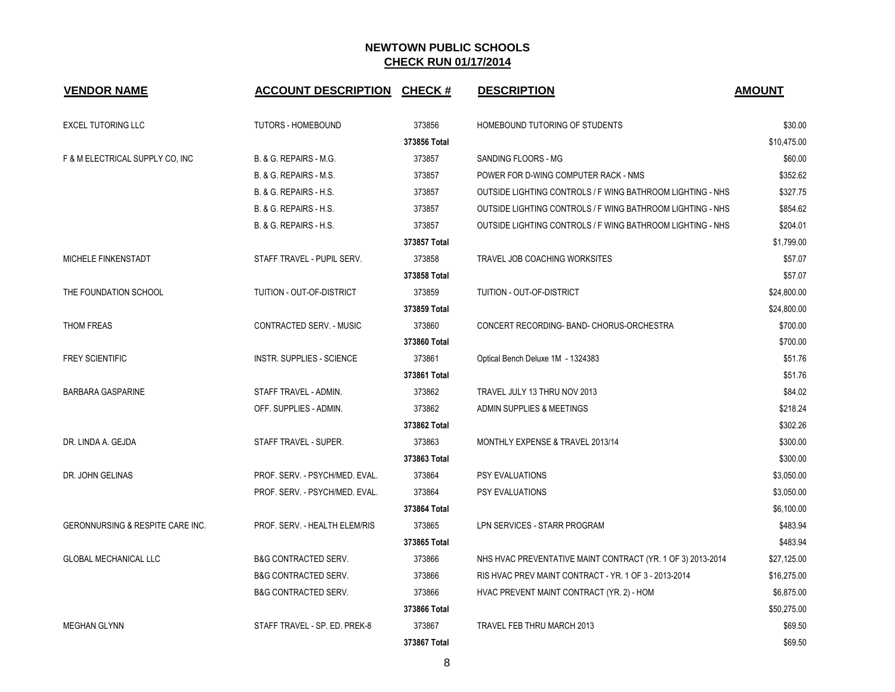# NEWTOWN PUBLIC SCHOOLS

## CHECK RUN 01/17/2014

| VENDOR NAME | ACCOUNT DESCRIPTION | CHECK # | DESCRIPTION | AMOUNT |
|---|---|---|---|---|
| EXCEL TUTORING LLC | TUTORS - HOMEBOUND | 373856 | HOMEBOUND TUTORING OF STUDENTS | $30.00 |
| | | **373856 Total** | | $10,475.00 |
| F & M ELECTRICAL SUPPLY CO, INC | B. & G. REPAIRS - M.G. | 373857 | SANDING FLOORS - MG | $60.00 |
| | B. & G. REPAIRS - M.S. | 373857 | POWER FOR D-WING COMPUTER RACK - NMS | $352.62 |
| | B. & G. REPAIRS - H.S. | 373857 | OUTSIDE LIGHTING CONTROLS / F WING BATHROOM LIGHTING - NHS | $327.75 |
| | B. & G. REPAIRS - H.S. | 373857 | OUTSIDE LIGHTING CONTROLS / F WING BATHROOM LIGHTING - NHS | $854.62 |
| | B. & G. REPAIRS - H.S. | 373857 | OUTSIDE LIGHTING CONTROLS / F WING BATHROOM LIGHTING - NHS | $204.01 |
| | | **373857 Total** | | $1,799.00 |
| MICHELE FINKENSTADT | STAFF TRAVEL - PUPIL SERV. | 373858 | TRAVEL JOB COACHING WORKSITES | $57.07 |
| | | **373858 Total** | | $57.07 |
| THE FOUNDATION SCHOOL | TUITION - OUT-OF-DISTRICT | 373859 | TUITION - OUT-OF-DISTRICT | $24,800.00 |
| | | **373859 Total** | | $24,800.00 |
| THOM FREAS | CONTRACTED SERV. - MUSIC | 373860 | CONCERT RECORDING- BAND- CHORUS-ORCHESTRA | $700.00 |
| | | **373860 Total** | | $700.00 |
| FREY SCIENTIFIC | INSTR. SUPPLIES - SCIENCE | 373861 | Optical Bench Deluxe 1M - 1324383 | $51.76 |
| | | **373861 Total** | | $51.76 |
| BARBARA GASPARINE | STAFF TRAVEL - ADMIN. | 373862 | TRAVEL JULY 13 THRU NOV 2013 | $84.02 |
| | OFF. SUPPLIES - ADMIN. | 373862 | ADMIN SUPPLIES & MEETINGS | $218.24 |
| | | **373862 Total** | | $302.26 |
| DR. LINDA A. GEJDA | STAFF TRAVEL - SUPER. | 373863 | MONTHLY EXPENSE & TRAVEL 2013/14 | $300.00 |
| | | **373863 Total** | | $300.00 |
| DR. JOHN GELINAS | PROF. SERV. - PSYCH/MED. EVAL. | 373864 | PSY EVALUATIONS | $3,050.00 |
| | PROF. SERV. - PSYCH/MED. EVAL. | 373864 | PSY EVALUATIONS | $3,050.00 |
| | | **373864 Total** | | $6,100.00 |
| GERONNURSING & RESPITE CARE INC. | PROF. SERV. - HEALTH ELEM/RIS | 373865 | LPN SERVICES - STARR PROGRAM | $483.94 |
| | | **373865 Total** | | $483.94 |
| GLOBAL MECHANICAL LLC | B&G CONTRACTED SERV. | 373866 | NHS HVAC PREVENTATIVE MAINT CONTRACT (YR. 1 OF 3) 2013-2014 | $27,125.00 |
| | B&G CONTRACTED SERV. | 373866 | RIS HVAC PREV MAINT CONTRACT - YR. 1 OF 3 - 2013-2014 | $16,275.00 |
| | B&G CONTRACTED SERV. | 373866 | HVAC PREVENT MAINT CONTRACT (YR. 2) - HOM | $6,875.00 |
| | | **373866 Total** | | $50,275.00 |
| MEGHAN GLYNN | STAFF TRAVEL - SP. ED. PREK-8 | 373867 | TRAVEL FEB THRU MARCH 2013 | $69.50 |
| | | **373867 Total** | | $69.50 |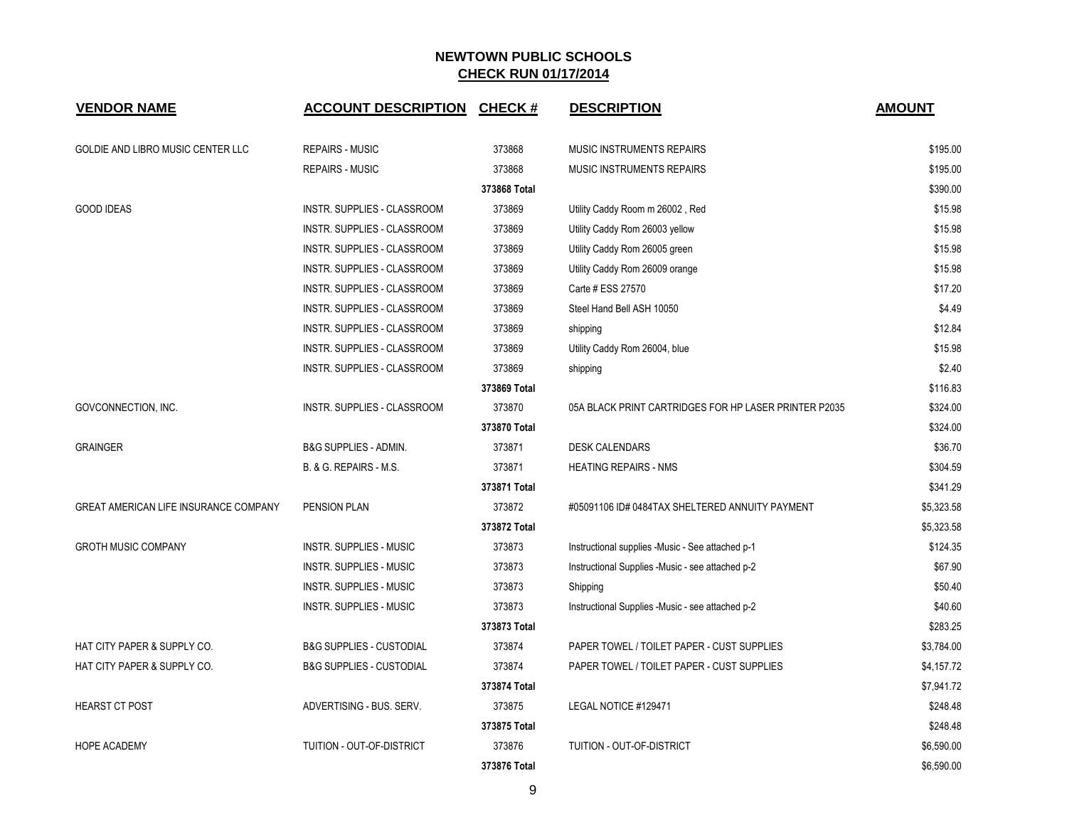# NEWTOWN PUBLIC SCHOOLS

## CHECK RUN 01/17/2014

| VENDOR NAME | ACCOUNT DESCRIPTION | CHECK # | DESCRIPTION | AMOUNT |
|---|---|---|---|---|
| GOLDIE AND LIBRO MUSIC CENTER LLC | REPAIRS - MUSIC | 373868 | MUSIC INSTRUMENTS REPAIRS | $195.00 |
| | REPAIRS - MUSIC | 373868 | MUSIC INSTRUMENTS REPAIRS | $195.00 |
| | | 373868 Total | | $390.00 |
| GOOD IDEAS | INSTR. SUPPLIES - CLASSROOM | 373869 | Utility Caddy Room m 26002 , Red | $15.98 |
| | INSTR. SUPPLIES - CLASSROOM | 373869 | Utility Caddy Rom 26003 yellow | $15.98 |
| | INSTR. SUPPLIES - CLASSROOM | 373869 | Utility Caddy Rom 26005 green | $15.98 |
| | INSTR. SUPPLIES - CLASSROOM | 373869 | Utility Caddy Rom 26009 orange | $15.98 |
| | INSTR. SUPPLIES - CLASSROOM | 373869 | Carte # ESS 27570 | $17.20 |
| | INSTR. SUPPLIES - CLASSROOM | 373869 | Steel Hand Bell ASH 10050 | $4.49 |
| | INSTR. SUPPLIES - CLASSROOM | 373869 | shipping | $12.84 |
| | INSTR. SUPPLIES - CLASSROOM | 373869 | Utility Caddy Rom 26004, blue | $15.98 |
| | INSTR. SUPPLIES - CLASSROOM | 373869 | shipping | $2.40 |
| | | 373869 Total | | $116.83 |
| GOVCONNECTION, INC. | INSTR. SUPPLIES - CLASSROOM | 373870 | 05A BLACK PRINT CARTRIDGES FOR HP LASER PRINTER P2035 | $324.00 |
| | | 373870 Total | | $324.00 |
| GRAINGER | B&G SUPPLIES - ADMIN. | 373871 | DESK CALENDARS | $36.70 |
| | B. & G. REPAIRS - M.S. | 373871 | HEATING REPAIRS - NMS | $304.59 |
| | | 373871 Total | | $341.29 |
| GREAT AMERICAN LIFE INSURANCE COMPANY | PENSION PLAN | 373872 | #05091106 ID# 0484TAX SHELTERED ANNUITY PAYMENT | $5,323.58 |
| | | 373872 Total | | $5,323.58 |
| GROTH MUSIC COMPANY | INSTR. SUPPLIES - MUSIC | 373873 | Instructional supplies -Music - See attached p-1 | $124.35 |
| | INSTR. SUPPLIES - MUSIC | 373873 | Instructional Supplies -Music - see attached p-2 | $67.90 |
| | INSTR. SUPPLIES - MUSIC | 373873 | Shipping | $50.40 |
| | INSTR. SUPPLIES - MUSIC | 373873 | Instructional Supplies -Music - see attached p-2 | $40.60 |
| | | 373873 Total | | $283.25 |
| HAT CITY PAPER & SUPPLY CO. | B&G SUPPLIES - CUSTODIAL | 373874 | PAPER TOWEL / TOILET PAPER - CUST SUPPLIES | $3,784.00 |
| HAT CITY PAPER & SUPPLY CO. | B&G SUPPLIES - CUSTODIAL | 373874 | PAPER TOWEL / TOILET PAPER - CUST SUPPLIES | $4,157.72 |
| | | 373874 Total | | $7,941.72 |
| HEARST CT POST | ADVERTISING - BUS. SERV. | 373875 | LEGAL NOTICE #129471 | $248.48 |
| | | 373875 Total | | $248.48 |
| HOPE ACADEMY | TUITION - OUT-OF-DISTRICT | 373876 | TUITION - OUT-OF-DISTRICT | $6,590.00 |
| | | 373876 Total | | $6,590.00 |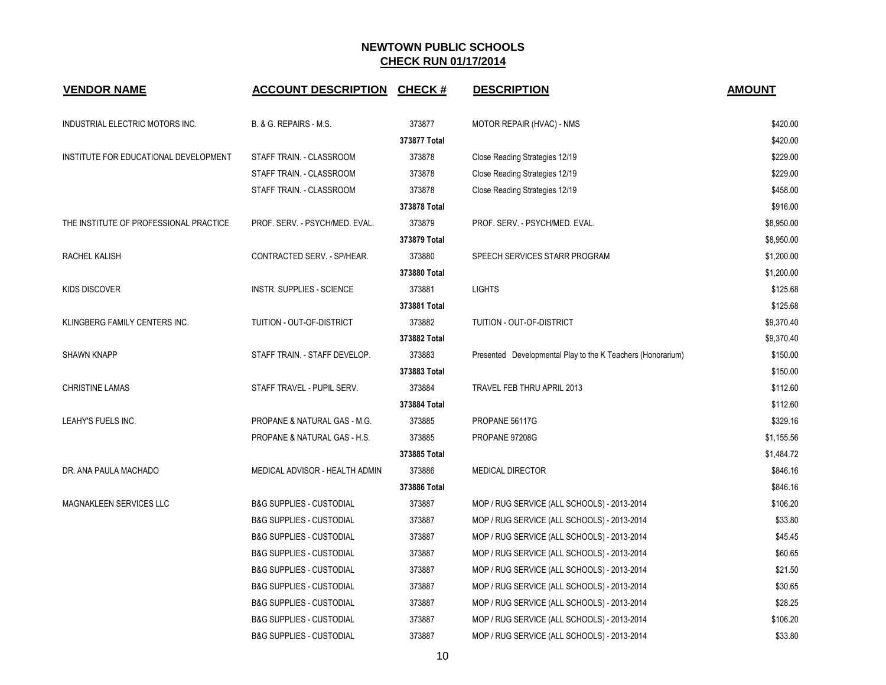## NEWTOWN PUBLIC SCHOOLS
## CHECK RUN 01/17/2014

| VENDOR NAME | ACCOUNT DESCRIPTION | CHECK # | DESCRIPTION | AMOUNT |
|---|---|---|---|---|
| INDUSTRIAL ELECTRIC MOTORS INC. | B. & G. REPAIRS - M.S. | 373877 | MOTOR REPAIR (HVAC) - NMS | $420.00 |
| | | **373877 Total** | | $420.00 |
| INSTITUTE FOR EDUCATIONAL DEVELOPMENT | STAFF TRAIN. - CLASSROOM | 373878 | Close Reading Strategies 12/19 | $229.00 |
| | STAFF TRAIN. - CLASSROOM | 373878 | Close Reading Strategies 12/19 | $229.00 |
| | STAFF TRAIN. - CLASSROOM | 373878 | Close Reading Strategies 12/19 | $458.00 |
| | | **373878 Total** | | $916.00 |
| THE INSTITUTE OF PROFESSIONAL PRACTICE | PROF. SERV. - PSYCH/MED. EVAL. | 373879 | PROF. SERV. - PSYCH/MED. EVAL. | $8,950.00 |
| | | **373879 Total** | | $8,950.00 |
| RACHEL KALISH | CONTRACTED SERV. - SP/HEAR. | 373880 | SPEECH SERVICES STARR PROGRAM | $1,200.00 |
| | | **373880 Total** | | $1,200.00 |
| KIDS DISCOVER | INSTR. SUPPLIES - SCIENCE | 373881 | LIGHTS | $125.68 |
| | | **373881 Total** | | $125.68 |
| KLINGBERG FAMILY CENTERS INC. | TUITION - OUT-OF-DISTRICT | 373882 | TUITION - OUT-OF-DISTRICT | $9,370.40 |
| | | **373882 Total** | | $9,370.40 |
| SHAWN KNAPP | STAFF TRAIN. - STAFF DEVELOP. | 373883 | Presented Developmental Play to the K Teachers (Honorarium) | $150.00 |
| | | **373883 Total** | | $150.00 |
| CHRISTINE LAMAS | STAFF TRAVEL - PUPIL SERV. | 373884 | TRAVEL FEB THRU APRIL 2013 | $112.60 |
| | | **373884 Total** | | $112.60 |
| LEAHY'S FUELS INC. | PROPANE & NATURAL GAS - M.G. | 373885 | PROPANE 56117G | $329.16 |
| | PROPANE & NATURAL GAS - H.S. | 373885 | PROPANE 97208G | $1,155.56 |
| | | **373885 Total** | | $1,484.72 |
| DR. ANA PAULA MACHADO | MEDICAL ADVISOR - HEALTH ADMIN | 373886 | MEDICAL DIRECTOR | $846.16 |
| | | **373886 Total** | | $846.16 |
| MAGNAKLEEN SERVICES LLC | B&G SUPPLIES - CUSTODIAL | 373887 | MOP / RUG SERVICE (ALL SCHOOLS) - 2013-2014 | $106.20 |
| | B&G SUPPLIES - CUSTODIAL | 373887 | MOP / RUG SERVICE (ALL SCHOOLS) - 2013-2014 | $33.80 |
| | B&G SUPPLIES - CUSTODIAL | 373887 | MOP / RUG SERVICE (ALL SCHOOLS) - 2013-2014 | $45.45 |
| | B&G SUPPLIES - CUSTODIAL | 373887 | MOP / RUG SERVICE (ALL SCHOOLS) - 2013-2014 | $60.65 |
| | B&G SUPPLIES - CUSTODIAL | 373887 | MOP / RUG SERVICE (ALL SCHOOLS) - 2013-2014 | $21.50 |
| | B&G SUPPLIES - CUSTODIAL | 373887 | MOP / RUG SERVICE (ALL SCHOOLS) - 2013-2014 | $30.65 |
| | B&G SUPPLIES - CUSTODIAL | 373887 | MOP / RUG SERVICE (ALL SCHOOLS) - 2013-2014 | $28.25 |
| | B&G SUPPLIES - CUSTODIAL | 373887 | MOP / RUG SERVICE (ALL SCHOOLS) - 2013-2014 | $106.20 |
| | B&G SUPPLIES - CUSTODIAL | 373887 | MOP / RUG SERVICE (ALL SCHOOLS) - 2013-2014 | $33.80 |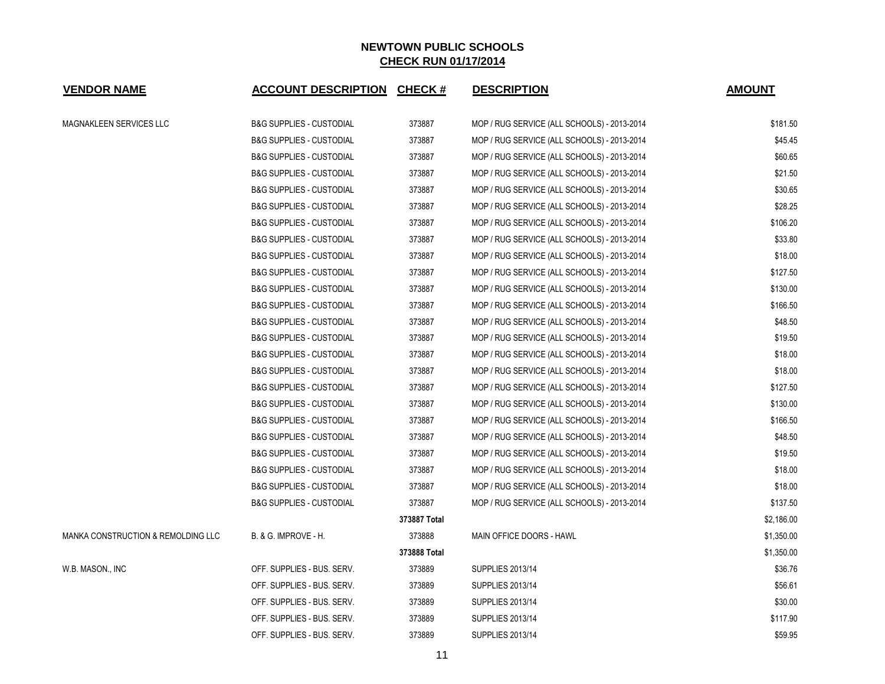## NEWTOWN PUBLIC SCHOOLS
## CHECK RUN 01/17/2014

| VENDOR NAME | ACCOUNT DESCRIPTION | CHECK # | DESCRIPTION | AMOUNT |
|---|---|---|---|---|
| MAGNAKLEEN SERVICES LLC | B&G SUPPLIES - CUSTODIAL | 373887 | MOP / RUG SERVICE (ALL SCHOOLS) - 2013-2014 | $181.50 |
| | B&G SUPPLIES - CUSTODIAL | 373887 | MOP / RUG SERVICE (ALL SCHOOLS) - 2013-2014 | $45.45 |
| | B&G SUPPLIES - CUSTODIAL | 373887 | MOP / RUG SERVICE (ALL SCHOOLS) - 2013-2014 | $60.65 |
| | B&G SUPPLIES - CUSTODIAL | 373887 | MOP / RUG SERVICE (ALL SCHOOLS) - 2013-2014 | $21.50 |
| | B&G SUPPLIES - CUSTODIAL | 373887 | MOP / RUG SERVICE (ALL SCHOOLS) - 2013-2014 | $30.65 |
| | B&G SUPPLIES - CUSTODIAL | 373887 | MOP / RUG SERVICE (ALL SCHOOLS) - 2013-2014 | $28.25 |
| | B&G SUPPLIES - CUSTODIAL | 373887 | MOP / RUG SERVICE (ALL SCHOOLS) - 2013-2014 | $106.20 |
| | B&G SUPPLIES - CUSTODIAL | 373887 | MOP / RUG SERVICE (ALL SCHOOLS) - 2013-2014 | $33.80 |
| | B&G SUPPLIES - CUSTODIAL | 373887 | MOP / RUG SERVICE (ALL SCHOOLS) - 2013-2014 | $18.00 |
| | B&G SUPPLIES - CUSTODIAL | 373887 | MOP / RUG SERVICE (ALL SCHOOLS) - 2013-2014 | $127.50 |
| | B&G SUPPLIES - CUSTODIAL | 373887 | MOP / RUG SERVICE (ALL SCHOOLS) - 2013-2014 | $130.00 |
| | B&G SUPPLIES - CUSTODIAL | 373887 | MOP / RUG SERVICE (ALL SCHOOLS) - 2013-2014 | $166.50 |
| | B&G SUPPLIES - CUSTODIAL | 373887 | MOP / RUG SERVICE (ALL SCHOOLS) - 2013-2014 | $48.50 |
| | B&G SUPPLIES - CUSTODIAL | 373887 | MOP / RUG SERVICE (ALL SCHOOLS) - 2013-2014 | $19.50 |
| | B&G SUPPLIES - CUSTODIAL | 373887 | MOP / RUG SERVICE (ALL SCHOOLS) - 2013-2014 | $18.00 |
| | B&G SUPPLIES - CUSTODIAL | 373887 | MOP / RUG SERVICE (ALL SCHOOLS) - 2013-2014 | $18.00 |
| | B&G SUPPLIES - CUSTODIAL | 373887 | MOP / RUG SERVICE (ALL SCHOOLS) - 2013-2014 | $127.50 |
| | B&G SUPPLIES - CUSTODIAL | 373887 | MOP / RUG SERVICE (ALL SCHOOLS) - 2013-2014 | $130.00 |
| | B&G SUPPLIES - CUSTODIAL | 373887 | MOP / RUG SERVICE (ALL SCHOOLS) - 2013-2014 | $166.50 |
| | B&G SUPPLIES - CUSTODIAL | 373887 | MOP / RUG SERVICE (ALL SCHOOLS) - 2013-2014 | $48.50 |
| | B&G SUPPLIES - CUSTODIAL | 373887 | MOP / RUG SERVICE (ALL SCHOOLS) - 2013-2014 | $19.50 |
| | B&G SUPPLIES - CUSTODIAL | 373887 | MOP / RUG SERVICE (ALL SCHOOLS) - 2013-2014 | $18.00 |
| | B&G SUPPLIES - CUSTODIAL | 373887 | MOP / RUG SERVICE (ALL SCHOOLS) - 2013-2014 | $18.00 |
| | B&G SUPPLIES - CUSTODIAL | 373887 | MOP / RUG SERVICE (ALL SCHOOLS) - 2013-2014 | $137.50 |
| | | **373887 Total** | | $2,186.00 |
| MANKA CONSTRUCTION & REMOLDING LLC | B. & G. IMPROVE - H. | 373888 | MAIN OFFICE DOORS - HAWL | $1,350.00 |
| | | **373888 Total** | | $1,350.00 |
| W.B. MASON., INC | OFF. SUPPLIES - BUS. SERV. | 373889 | SUPPLIES 2013/14 | $36.76 |
| | OFF. SUPPLIES - BUS. SERV. | 373889 | SUPPLIES 2013/14 | $56.61 |
| | OFF. SUPPLIES - BUS. SERV. | 373889 | SUPPLIES 2013/14 | $30.00 |
| | OFF. SUPPLIES - BUS. SERV. | 373889 | SUPPLIES 2013/14 | $117.90 |
| | OFF. SUPPLIES - BUS. SERV. | 373889 | SUPPLIES 2013/14 | $59.95 |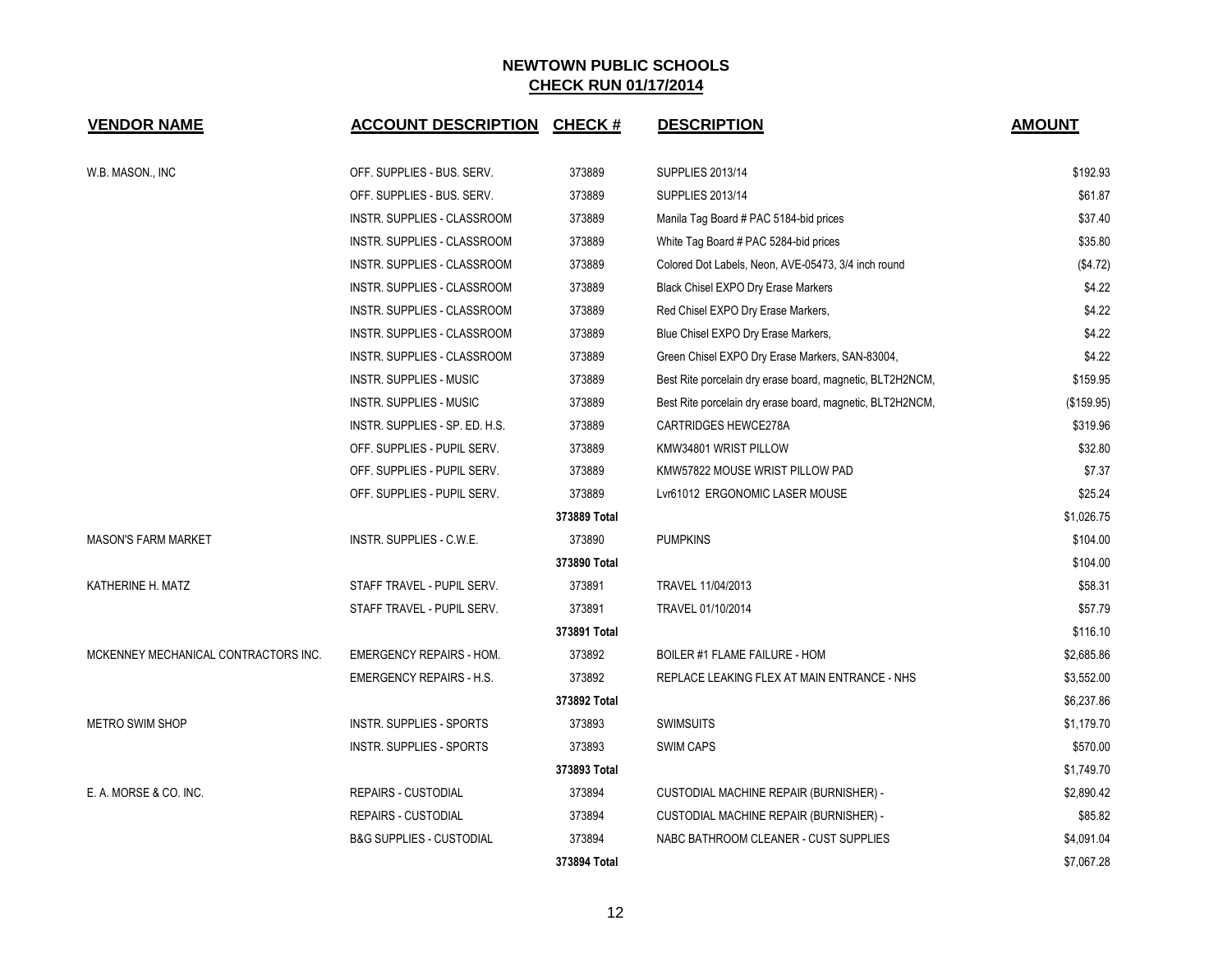## NEWTOWN PUBLIC SCHOOLS
## CHECK RUN 01/17/2014

| VENDOR NAME | ACCOUNT DESCRIPTION | CHECK # | DESCRIPTION | AMOUNT |
|---|---|---|---|---|
| W.B. MASON., INC | OFF. SUPPLIES - BUS. SERV. | 373889 | SUPPLIES 2013/14 | $192.93 |
| | OFF. SUPPLIES - BUS. SERV. | 373889 | SUPPLIES 2013/14 | $61.87 |
| | INSTR. SUPPLIES - CLASSROOM | 373889 | Manila Tag Board # PAC 5184-bid prices | $37.40 |
| | INSTR. SUPPLIES - CLASSROOM | 373889 | White Tag Board # PAC 5284-bid prices | $35.80 |
| | INSTR. SUPPLIES - CLASSROOM | 373889 | Colored Dot Labels, Neon, AVE-05473, 3/4 inch round | ($4.72) |
| | INSTR. SUPPLIES - CLASSROOM | 373889 | Black Chisel EXPO Dry Erase Markers | $4.22 |
| | INSTR. SUPPLIES - CLASSROOM | 373889 | Red Chisel EXPO Dry Erase Markers, | $4.22 |
| | INSTR. SUPPLIES - CLASSROOM | 373889 | Blue Chisel EXPO Dry Erase Markers, | $4.22 |
| | INSTR. SUPPLIES - CLASSROOM | 373889 | Green Chisel EXPO Dry Erase Markers, SAN-83004, | $4.22 |
| | INSTR. SUPPLIES - MUSIC | 373889 | Best Rite porcelain dry erase board, magnetic, BLT2H2NCM, | $159.95 |
| | INSTR. SUPPLIES - MUSIC | 373889 | Best Rite porcelain dry erase board, magnetic, BLT2H2NCM, | ($159.95) |
| | INSTR. SUPPLIES - SP. ED. H.S. | 373889 | CARTRIDGES HEWCE278A | $319.96 |
| | OFF. SUPPLIES - PUPIL SERV. | 373889 | KMW34801 WRIST PILLOW | $32.80 |
| | OFF. SUPPLIES - PUPIL SERV. | 373889 | KMW57822 MOUSE WRIST PILLOW PAD | $7.37 |
| | OFF. SUPPLIES - PUPIL SERV. | 373889 | Lvr61012 ERGONOMIC LASER MOUSE | $25.24 |
| | | 373889 Total | | $1,026.75 |
| MASON'S FARM MARKET | INSTR. SUPPLIES - C.W.E. | 373890 | PUMPKINS | $104.00 |
| | | 373890 Total | | $104.00 |
| KATHERINE H. MATZ | STAFF TRAVEL - PUPIL SERV. | 373891 | TRAVEL 11/04/2013 | $58.31 |
| | STAFF TRAVEL - PUPIL SERV. | 373891 | TRAVEL 01/10/2014 | $57.79 |
| | | 373891 Total | | $116.10 |
| MCKENNEY MECHANICAL CONTRACTORS INC. | EMERGENCY REPAIRS - HOM. | 373892 | BOILER #1 FLAME FAILURE - HOM | $2,685.86 |
| | EMERGENCY REPAIRS - H.S. | 373892 | REPLACE LEAKING FLEX AT MAIN ENTRANCE - NHS | $3,552.00 |
| | | 373892 Total | | $6,237.86 |
| METRO SWIM SHOP | INSTR. SUPPLIES - SPORTS | 373893 | SWIMSUITS | $1,179.70 |
| | INSTR. SUPPLIES - SPORTS | 373893 | SWIM CAPS | $570.00 |
| | | 373893 Total | | $1,749.70 |
| E. A. MORSE & CO. INC. | REPAIRS - CUSTODIAL | 373894 | CUSTODIAL MACHINE REPAIR (BURNISHER) - | $2,890.42 |
| | REPAIRS - CUSTODIAL | 373894 | CUSTODIAL MACHINE REPAIR (BURNISHER) - | $85.82 |
| | B&G SUPPLIES - CUSTODIAL | 373894 | NABC BATHROOM CLEANER - CUST SUPPLIES | $4,091.04 |
| | | 373894 Total | | $7,067.28 |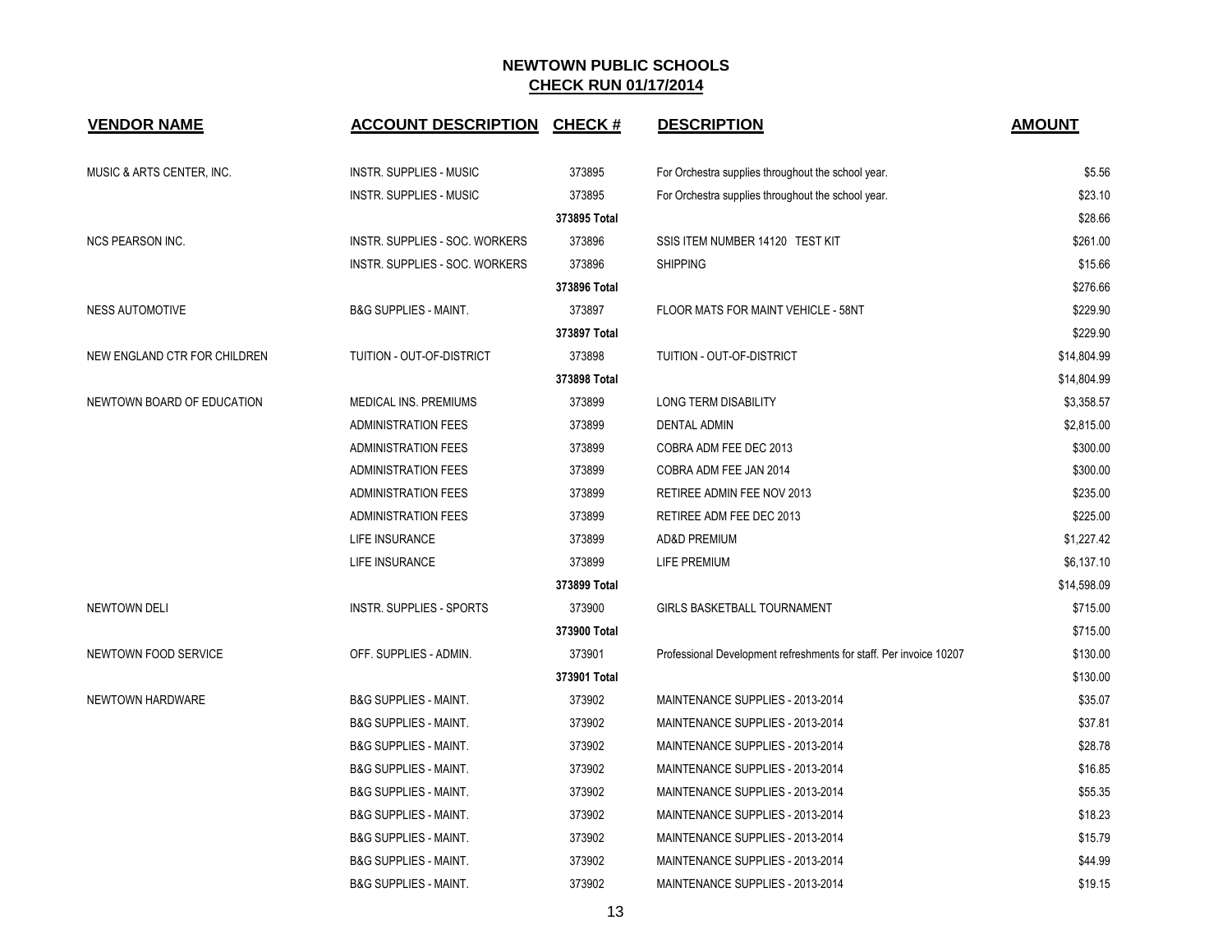# NEWTOWN PUBLIC SCHOOLS

## CHECK RUN 01/17/2014

| VENDOR NAME | ACCOUNT DESCRIPTION | CHECK # | DESCRIPTION | AMOUNT |
|---|---|---|---|---|
| MUSIC & ARTS CENTER, INC. | INSTR. SUPPLIES - MUSIC | 373895 | For Orchestra supplies throughout the school year. | $5.56 |
| | INSTR. SUPPLIES - MUSIC | 373895 | For Orchestra supplies throughout the school year. | $23.10 |
| | | 373895 Total | | $28.66 |
| NCS PEARSON INC. | INSTR. SUPPLIES - SOC. WORKERS | 373896 | SSIS ITEM NUMBER 14120 TEST KIT | $261.00 |
| | INSTR. SUPPLIES - SOC. WORKERS | 373896 | SHIPPING | $15.66 |
| | | 373896 Total | | $276.66 |
| NESS AUTOMOTIVE | B&G SUPPLIES - MAINT. | 373897 | FLOOR MATS FOR MAINT VEHICLE - 58NT | $229.90 |
| | | 373897 Total | | $229.90 |
| NEW ENGLAND CTR FOR CHILDREN | TUITION - OUT-OF-DISTRICT | 373898 | TUITION - OUT-OF-DISTRICT | $14,804.99 |
| | | 373898 Total | | $14,804.99 |
| NEWTOWN BOARD OF EDUCATION | MEDICAL INS. PREMIUMS | 373899 | LONG TERM DISABILITY | $3,358.57 |
| | ADMINISTRATION FEES | 373899 | DENTAL ADMIN | $2,815.00 |
| | ADMINISTRATION FEES | 373899 | COBRA ADM FEE DEC 2013 | $300.00 |
| | ADMINISTRATION FEES | 373899 | COBRA ADM FEE JAN 2014 | $300.00 |
| | ADMINISTRATION FEES | 373899 | RETIREE ADMIN FEE NOV 2013 | $235.00 |
| | ADMINISTRATION FEES | 373899 | RETIREE ADM FEE DEC 2013 | $225.00 |
| | LIFE INSURANCE | 373899 | AD&D PREMIUM | $1,227.42 |
| | LIFE INSURANCE | 373899 | LIFE PREMIUM | $6,137.10 |
| | | 373899 Total | | $14,598.09 |
| NEWTOWN DELI | INSTR. SUPPLIES - SPORTS | 373900 | GIRLS BASKETBALL TOURNAMENT | $715.00 |
| | | 373900 Total | | $715.00 |
| NEWTOWN FOOD SERVICE | OFF. SUPPLIES - ADMIN. | 373901 | Professional Development refreshments for staff. Per invoice 10207 | $130.00 |
| | | 373901 Total | | $130.00 |
| NEWTOWN HARDWARE | B&G SUPPLIES - MAINT. | 373902 | MAINTENANCE SUPPLIES - 2013-2014 | $35.07 |
| | B&G SUPPLIES - MAINT. | 373902 | MAINTENANCE SUPPLIES - 2013-2014 | $37.81 |
| | B&G SUPPLIES - MAINT. | 373902 | MAINTENANCE SUPPLIES - 2013-2014 | $28.78 |
| | B&G SUPPLIES - MAINT. | 373902 | MAINTENANCE SUPPLIES - 2013-2014 | $16.85 |
| | B&G SUPPLIES - MAINT. | 373902 | MAINTENANCE SUPPLIES - 2013-2014 | $55.35 |
| | B&G SUPPLIES - MAINT. | 373902 | MAINTENANCE SUPPLIES - 2013-2014 | $18.23 |
| | B&G SUPPLIES - MAINT. | 373902 | MAINTENANCE SUPPLIES - 2013-2014 | $15.79 |
| | B&G SUPPLIES - MAINT. | 373902 | MAINTENANCE SUPPLIES - 2013-2014 | $44.99 |
| | B&G SUPPLIES - MAINT. | 373902 | MAINTENANCE SUPPLIES - 2013-2014 | $19.15 |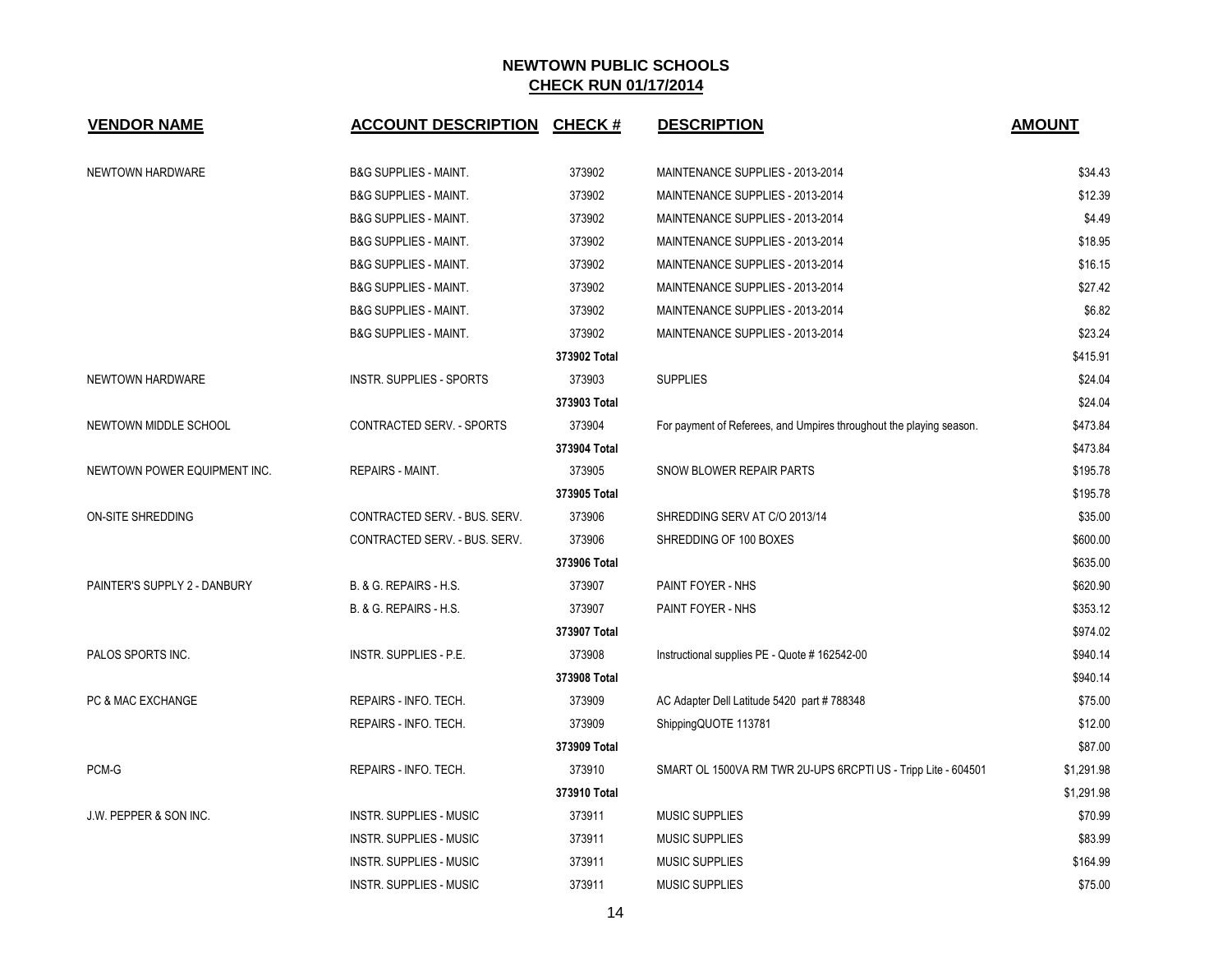# NEWTOWN PUBLIC SCHOOLS
## CHECK RUN 01/17/2014

| VENDOR NAME | ACCOUNT DESCRIPTION | CHECK # | DESCRIPTION | AMOUNT |
|---|---|---|---|---|
| NEWTOWN HARDWARE | B&G SUPPLIES - MAINT. | 373902 | MAINTENANCE SUPPLIES - 2013-2014 | $34.43 |
| | B&G SUPPLIES - MAINT. | 373902 | MAINTENANCE SUPPLIES - 2013-2014 | $12.39 |
| | B&G SUPPLIES - MAINT. | 373902 | MAINTENANCE SUPPLIES - 2013-2014 | $4.49 |
| | B&G SUPPLIES - MAINT. | 373902 | MAINTENANCE SUPPLIES - 2013-2014 | $18.95 |
| | B&G SUPPLIES - MAINT. | 373902 | MAINTENANCE SUPPLIES - 2013-2014 | $16.15 |
| | B&G SUPPLIES - MAINT. | 373902 | MAINTENANCE SUPPLIES - 2013-2014 | $27.42 |
| | B&G SUPPLIES - MAINT. | 373902 | MAINTENANCE SUPPLIES - 2013-2014 | $6.82 |
| | B&G SUPPLIES - MAINT. | 373902 | MAINTENANCE SUPPLIES - 2013-2014 | $23.24 |
| | | **373902 Total** | | $415.91 |
| NEWTOWN HARDWARE | INSTR. SUPPLIES - SPORTS | 373903 | SUPPLIES | $24.04 |
| | | **373903 Total** | | $24.04 |
| NEWTOWN MIDDLE SCHOOL | CONTRACTED SERV. - SPORTS | 373904 | For payment of Referees, and Umpires throughout the playing season. | $473.84 |
| | | **373904 Total** | | $473.84 |
| NEWTOWN POWER EQUIPMENT INC. | REPAIRS - MAINT. | 373905 | SNOW BLOWER REPAIR PARTS | $195.78 |
| | | **373905 Total** | | $195.78 |
| ON-SITE SHREDDING | CONTRACTED SERV. - BUS. SERV. | 373906 | SHREDDING SERV AT C/O 2013/14 | $35.00 |
| | CONTRACTED SERV. - BUS. SERV. | 373906 | SHREDDING OF 100 BOXES | $600.00 |
| | | **373906 Total** | | $635.00 |
| PAINTER'S SUPPLY 2 - DANBURY | B. & G. REPAIRS - H.S. | 373907 | PAINT FOYER - NHS | $620.90 |
| | B. & G. REPAIRS - H.S. | 373907 | PAINT FOYER - NHS | $353.12 |
| | | **373907 Total** | | $974.02 |
| PALOS SPORTS INC. | INSTR. SUPPLIES - P.E. | 373908 | Instructional supplies PE - Quote # 162542-00 | $940.14 |
| | | **373908 Total** | | $940.14 |
| PC & MAC EXCHANGE | REPAIRS - INFO. TECH. | 373909 | AC Adapter Dell Latitude 5420 part # 788348 | $75.00 |
| | REPAIRS - INFO. TECH. | 373909 | ShippingQUOTE 113781 | $12.00 |
| | | **373909 Total** | | $87.00 |
| PCM-G | REPAIRS - INFO. TECH. | 373910 | SMART OL 1500VA RM TWR 2U-UPS 6RCPTI US - Tripp Lite - 604501 | $1,291.98 |
| | | **373910 Total** | | $1,291.98 |
| J.W. PEPPER & SON INC. | INSTR. SUPPLIES - MUSIC | 373911 | MUSIC SUPPLIES | $70.99 |
| | INSTR. SUPPLIES - MUSIC | 373911 | MUSIC SUPPLIES | $83.99 |
| | INSTR. SUPPLIES - MUSIC | 373911 | MUSIC SUPPLIES | $164.99 |
| | INSTR. SUPPLIES - MUSIC | 373911 | MUSIC SUPPLIES | $75.00 |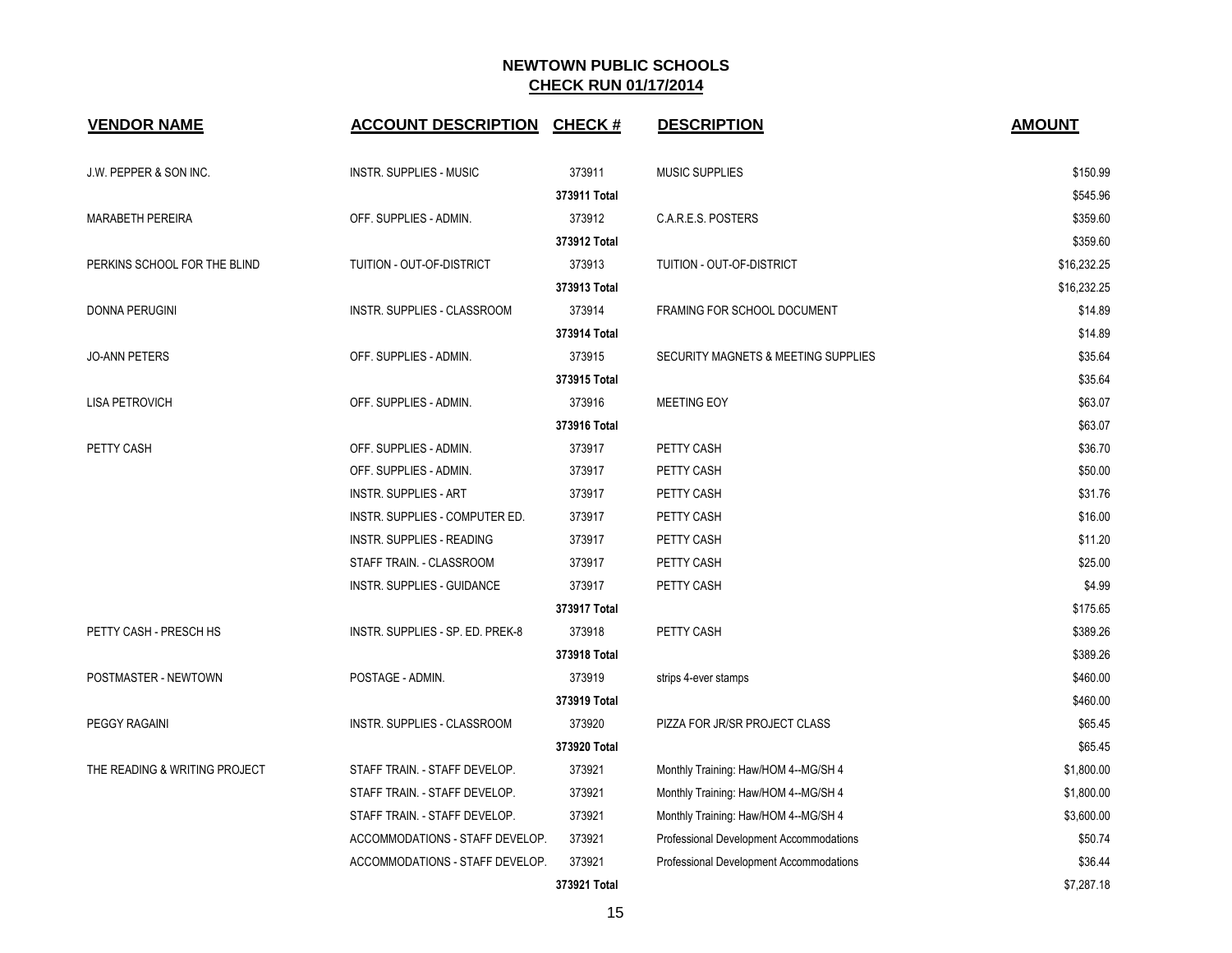# NEWTOWN PUBLIC SCHOOLS
## CHECK RUN 01/17/2014

| VENDOR NAME | ACCOUNT DESCRIPTION | CHECK # | DESCRIPTION | AMOUNT |
|---|---|---|---|---|
| J.W. PEPPER & SON INC. | INSTR. SUPPLIES - MUSIC | 373911 | MUSIC SUPPLIES | $150.99 |
| | | **373911 Total** | | $545.96 |
| MARABETH PEREIRA | OFF. SUPPLIES - ADMIN. | 373912 | C.A.R.E.S. POSTERS | $359.60 |
| | | **373912 Total** | | $359.60 |
| PERKINS SCHOOL FOR THE BLIND | TUITION - OUT-OF-DISTRICT | 373913 | TUITION - OUT-OF-DISTRICT | $16,232.25 |
| | | **373913 Total** | | $16,232.25 |
| DONNA PERUGINI | INSTR. SUPPLIES - CLASSROOM | 373914 | FRAMING FOR SCHOOL DOCUMENT | $14.89 |
| | | **373914 Total** | | $14.89 |
| JO-ANN PETERS | OFF. SUPPLIES - ADMIN. | 373915 | SECURITY MAGNETS & MEETING SUPPLIES | $35.64 |
| | | **373915 Total** | | $35.64 |
| LISA PETROVICH | OFF. SUPPLIES - ADMIN. | 373916 | MEETING EOY | $63.07 |
| | | **373916 Total** | | $63.07 |
| PETTY CASH | OFF. SUPPLIES - ADMIN. | 373917 | PETTY CASH | $36.70 |
| | OFF. SUPPLIES - ADMIN. | 373917 | PETTY CASH | $50.00 |
| | INSTR. SUPPLIES - ART | 373917 | PETTY CASH | $31.76 |
| | INSTR. SUPPLIES - COMPUTER ED. | 373917 | PETTY CASH | $16.00 |
| | INSTR. SUPPLIES - READING | 373917 | PETTY CASH | $11.20 |
| | STAFF TRAIN. - CLASSROOM | 373917 | PETTY CASH | $25.00 |
| | INSTR. SUPPLIES - GUIDANCE | 373917 | PETTY CASH | $4.99 |
| | | **373917 Total** | | $175.65 |
| PETTY CASH - PRESCH HS | INSTR. SUPPLIES - SP. ED. PREK-8 | 373918 | PETTY CASH | $389.26 |
| | | **373918 Total** | | $389.26 |
| POSTMASTER - NEWTOWN | POSTAGE - ADMIN. | 373919 | strips 4-ever stamps | $460.00 |
| | | **373919 Total** | | $460.00 |
| PEGGY RAGAINI | INSTR. SUPPLIES - CLASSROOM | 373920 | PIZZA FOR JR/SR PROJECT CLASS | $65.45 |
| | | **373920 Total** | | $65.45 |
| THE READING & WRITING PROJECT | STAFF TRAIN. - STAFF DEVELOP. | 373921 | Monthly Training: Haw/HOM 4--MG/SH 4 | $1,800.00 |
| | STAFF TRAIN. - STAFF DEVELOP. | 373921 | Monthly Training: Haw/HOM 4--MG/SH 4 | $1,800.00 |
| | STAFF TRAIN. - STAFF DEVELOP. | 373921 | Monthly Training: Haw/HOM 4--MG/SH 4 | $3,600.00 |
| | ACCOMMODATIONS - STAFF DEVELOP. | 373921 | Professional Development Accommodations | $50.74 |
| | ACCOMMODATIONS - STAFF DEVELOP. | 373921 | Professional Development Accommodations | $36.44 |
| | | **373921 Total** | | $7,287.18 |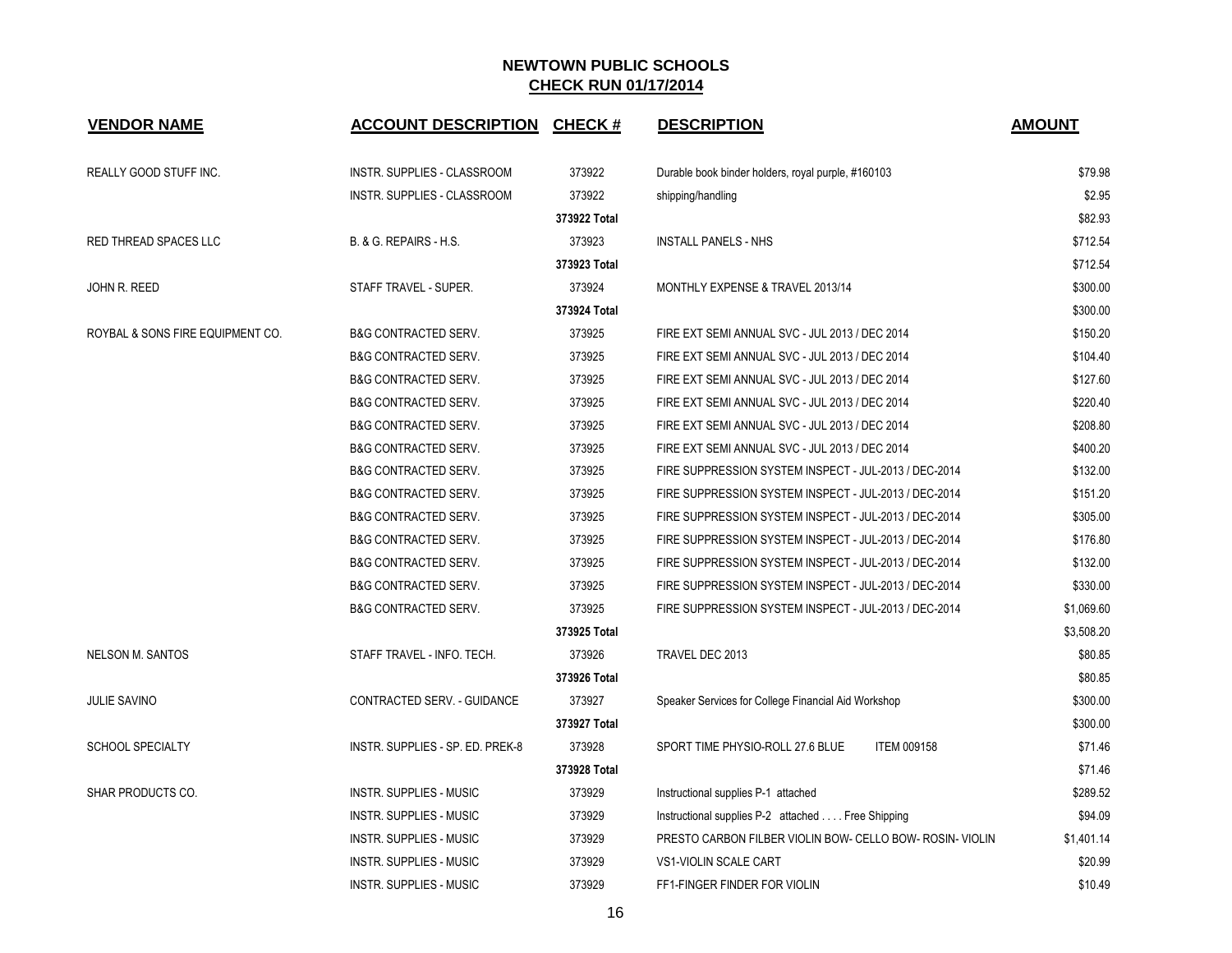# NEWTOWN PUBLIC SCHOOLS

## CHECK RUN 01/17/2014

| VENDOR NAME | ACCOUNT DESCRIPTION | CHECK # | DESCRIPTION | AMOUNT |
|---|---|---|---|---|
| REALLY GOOD STUFF INC. | INSTR. SUPPLIES - CLASSROOM | 373922 | Durable book binder holders, royal purple, #160103 | $79.98 |
| | INSTR. SUPPLIES - CLASSROOM | 373922 | shipping/handling | $2.95 |
| | | 373922 Total | | $82.93 |
| RED THREAD SPACES LLC | B. & G. REPAIRS - H.S. | 373923 | INSTALL PANELS - NHS | $712.54 |
| | | 373923 Total | | $712.54 |
| JOHN R. REED | STAFF TRAVEL - SUPER. | 373924 | MONTHLY EXPENSE & TRAVEL 2013/14 | $300.00 |
| | | 373924 Total | | $300.00 |
| ROYBAL & SONS FIRE EQUIPMENT CO. | B&G CONTRACTED SERV. | 373925 | FIRE EXT SEMI ANNUAL SVC - JUL 2013 / DEC 2014 | $150.20 |
| | B&G CONTRACTED SERV. | 373925 | FIRE EXT SEMI ANNUAL SVC - JUL 2013 / DEC 2014 | $104.40 |
| | B&G CONTRACTED SERV. | 373925 | FIRE EXT SEMI ANNUAL SVC - JUL 2013 / DEC 2014 | $127.60 |
| | B&G CONTRACTED SERV. | 373925 | FIRE EXT SEMI ANNUAL SVC - JUL 2013 / DEC 2014 | $220.40 |
| | B&G CONTRACTED SERV. | 373925 | FIRE EXT SEMI ANNUAL SVC - JUL 2013 / DEC 2014 | $208.80 |
| | B&G CONTRACTED SERV. | 373925 | FIRE EXT SEMI ANNUAL SVC - JUL 2013 / DEC 2014 | $400.20 |
| | B&G CONTRACTED SERV. | 373925 | FIRE SUPPRESSION SYSTEM INSPECT - JUL-2013 / DEC-2014 | $132.00 |
| | B&G CONTRACTED SERV. | 373925 | FIRE SUPPRESSION SYSTEM INSPECT - JUL-2013 / DEC-2014 | $151.20 |
| | B&G CONTRACTED SERV. | 373925 | FIRE SUPPRESSION SYSTEM INSPECT - JUL-2013 / DEC-2014 | $305.00 |
| | B&G CONTRACTED SERV. | 373925 | FIRE SUPPRESSION SYSTEM INSPECT - JUL-2013 / DEC-2014 | $176.80 |
| | B&G CONTRACTED SERV. | 373925 | FIRE SUPPRESSION SYSTEM INSPECT - JUL-2013 / DEC-2014 | $132.00 |
| | B&G CONTRACTED SERV. | 373925 | FIRE SUPPRESSION SYSTEM INSPECT - JUL-2013 / DEC-2014 | $330.00 |
| | B&G CONTRACTED SERV. | 373925 | FIRE SUPPRESSION SYSTEM INSPECT - JUL-2013 / DEC-2014 | $1,069.60 |
| | | 373925 Total | | $3,508.20 |
| NELSON M. SANTOS | STAFF TRAVEL - INFO. TECH. | 373926 | TRAVEL DEC 2013 | $80.85 |
| | | 373926 Total | | $80.85 |
| JULIE SAVINO | CONTRACTED SERV. - GUIDANCE | 373927 | Speaker Services for College Financial Aid Workshop | $300.00 |
| | | 373927 Total | | $300.00 |
| SCHOOL SPECIALTY | INSTR. SUPPLIES - SP. ED. PREK-8 | 373928 | SPORT TIME PHYSIO-ROLL 27.6 BLUE ITEM 009158 | $71.46 |
| | | 373928 Total | | $71.46 |
| SHAR PRODUCTS CO. | INSTR. SUPPLIES - MUSIC | 373929 | Instructional supplies P-1 attached | $289.52 |
| | INSTR. SUPPLIES - MUSIC | 373929 | Instructional supplies P-2 attached . . . . Free Shipping | $94.09 |
| | INSTR. SUPPLIES - MUSIC | 373929 | PRESTO CARBON FILBER VIOLIN BOW- CELLO BOW- ROSIN- VIOLIN | $1,401.14 |
| | INSTR. SUPPLIES - MUSIC | 373929 | VS1-VIOLIN SCALE CART | $20.99 |
| | INSTR. SUPPLIES - MUSIC | 373929 | FF1-FINGER FINDER FOR VIOLIN | $10.49 |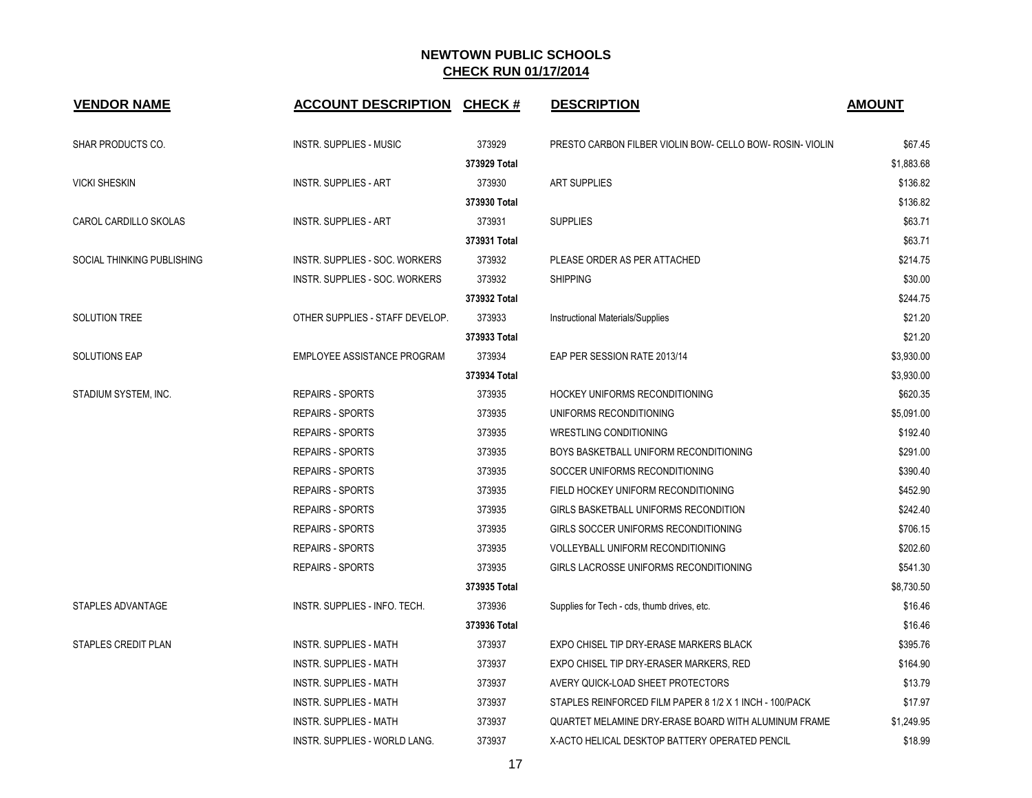# NEWTOWN PUBLIC SCHOOLS

## CHECK RUN 01/17/2014

| VENDOR NAME | ACCOUNT DESCRIPTION | CHECK # | DESCRIPTION | AMOUNT |
|---|---|---|---|---|
| SHAR PRODUCTS CO. | INSTR. SUPPLIES - MUSIC | 373929 | PRESTO CARBON FILBER VIOLIN BOW- CELLO BOW- ROSIN- VIOLIN | $67.45 |
| | | 373929 Total | | $1,883.68 |
| VICKI SHESKIN | INSTR. SUPPLIES - ART | 373930 | ART SUPPLIES | $136.82 |
| | | 373930 Total | | $136.82 |
| CAROL CARDILLO SKOLAS | INSTR. SUPPLIES - ART | 373931 | SUPPLIES | $63.71 |
| | | 373931 Total | | $63.71 |
| SOCIAL THINKING PUBLISHING | INSTR. SUPPLIES - SOC. WORKERS | 373932 | PLEASE ORDER AS PER ATTACHED | $214.75 |
| | INSTR. SUPPLIES - SOC. WORKERS | 373932 | SHIPPING | $30.00 |
| | | 373932 Total | | $244.75 |
| SOLUTION TREE | OTHER SUPPLIES - STAFF DEVELOP. | 373933 | Instructional Materials/Supplies | $21.20 |
| | | 373933 Total | | $21.20 |
| SOLUTIONS EAP | EMPLOYEE ASSISTANCE PROGRAM | 373934 | EAP PER SESSION RATE 2013/14 | $3,930.00 |
| | | 373934 Total | | $3,930.00 |
| STADIUM SYSTEM, INC. | REPAIRS - SPORTS | 373935 | HOCKEY UNIFORMS RECONDITIONING | $620.35 |
| | REPAIRS - SPORTS | 373935 | UNIFORMS RECONDITIONING | $5,091.00 |
| | REPAIRS - SPORTS | 373935 | WRESTLING CONDITIONING | $192.40 |
| | REPAIRS - SPORTS | 373935 | BOYS BASKETBALL UNIFORM RECONDITIONING | $291.00 |
| | REPAIRS - SPORTS | 373935 | SOCCER UNIFORMS RECONDITIONING | $390.40 |
| | REPAIRS - SPORTS | 373935 | FIELD HOCKEY UNIFORM RECONDITIONING | $452.90 |
| | REPAIRS - SPORTS | 373935 | GIRLS BASKETBALL UNIFORMS RECONDITION | $242.40 |
| | REPAIRS - SPORTS | 373935 | GIRLS SOCCER UNIFORMS RECONDITIONING | $706.15 |
| | REPAIRS - SPORTS | 373935 | VOLLEYBALL UNIFORM RECONDITIONING | $202.60 |
| | REPAIRS - SPORTS | 373935 | GIRLS LACROSSE UNIFORMS RECONDITIONING | $541.30 |
| | | 373935 Total | | $8,730.50 |
| STAPLES ADVANTAGE | INSTR. SUPPLIES - INFO. TECH. | 373936 | Supplies for Tech - cds, thumb drives, etc. | $16.46 |
| | | 373936 Total | | $16.46 |
| STAPLES CREDIT PLAN | INSTR. SUPPLIES - MATH | 373937 | EXPO CHISEL TIP DRY-ERASE MARKERS BLACK | $395.76 |
| | INSTR. SUPPLIES - MATH | 373937 | EXPO CHISEL TIP DRY-ERASER MARKERS, RED | $164.90 |
| | INSTR. SUPPLIES - MATH | 373937 | AVERY QUICK-LOAD SHEET PROTECTORS | $13.79 |
| | INSTR. SUPPLIES - MATH | 373937 | STAPLES REINFORCED FILM PAPER 8 1/2 X 1 INCH - 100/PACK | $17.97 |
| | INSTR. SUPPLIES - MATH | 373937 | QUARTET MELAMINE DRY-ERASE BOARD WITH ALUMINUM FRAME | $1,249.95 |
| | INSTR. SUPPLIES - WORLD LANG. | 373937 | X-ACTO HELICAL DESKTOP BATTERY OPERATED PENCIL | $18.99 |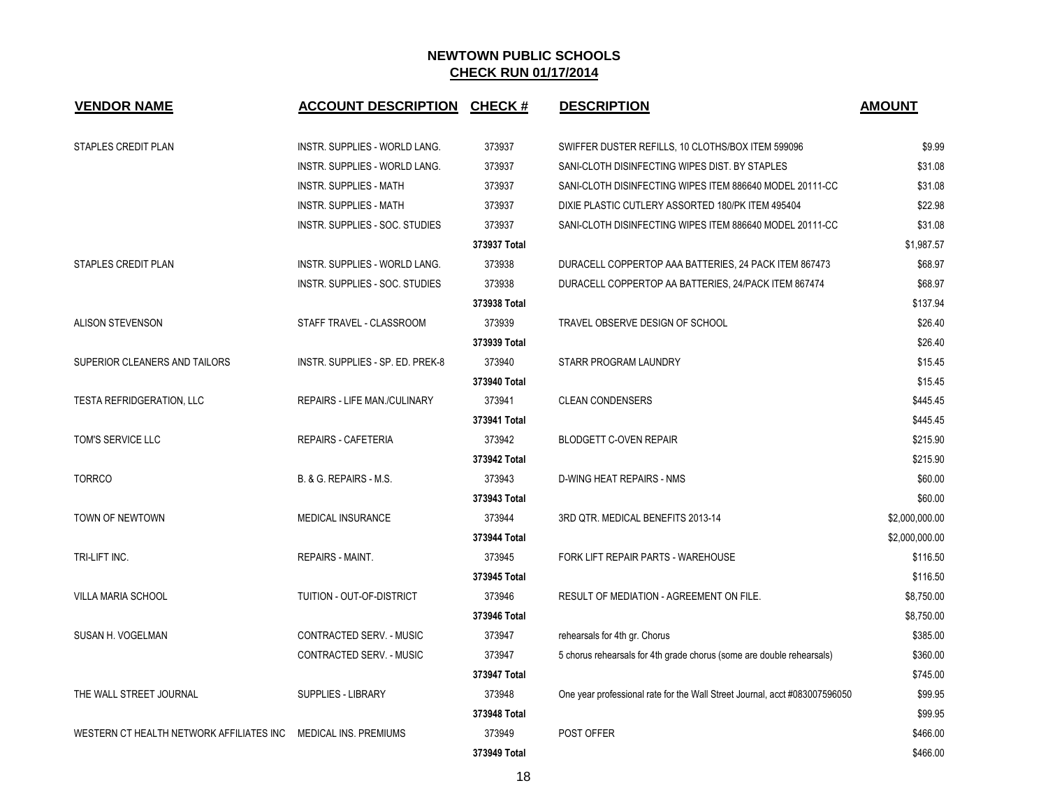# NEWTOWN PUBLIC SCHOOLS

## CHECK RUN 01/17/2014

| VENDOR NAME | ACCOUNT DESCRIPTION | CHECK # | DESCRIPTION | AMOUNT |
|---|---|---|---|---|
| STAPLES CREDIT PLAN | INSTR. SUPPLIES - WORLD LANG. | 373937 | SWIFFER DUSTER REFILLS, 10 CLOTHS/BOX ITEM 599096 | $9.99 |
| | INSTR. SUPPLIES - WORLD LANG. | 373937 | SANI-CLOTH DISINFECTING WIPES DIST. BY STAPLES | $31.08 |
| | INSTR. SUPPLIES - MATH | 373937 | SANI-CLOTH DISINFECTING WIPES ITEM 886640 MODEL 20111-CC | $31.08 |
| | INSTR. SUPPLIES - MATH | 373937 | DIXIE PLASTIC CUTLERY ASSORTED 180/PK ITEM 495404 | $22.98 |
| | INSTR. SUPPLIES - SOC. STUDIES | 373937 | SANI-CLOTH DISINFECTING WIPES ITEM 886640 MODEL 20111-CC | $31.08 |
| | | **373937 Total** | | $1,987.57 |
| STAPLES CREDIT PLAN | INSTR. SUPPLIES - WORLD LANG. | 373938 | DURACELL COPPERTOP AAA BATTERIES, 24 PACK ITEM 867473 | $68.97 |
| | INSTR. SUPPLIES - SOC. STUDIES | 373938 | DURACELL COPPERTOP AA BATTERIES, 24/PACK ITEM 867474 | $68.97 |
| | | **373938 Total** | | $137.94 |
| ALISON STEVENSON | STAFF TRAVEL - CLASSROOM | 373939 | TRAVEL OBSERVE DESIGN OF SCHOOL | $26.40 |
| | | **373939 Total** | | $26.40 |
| SUPERIOR CLEANERS AND TAILORS | INSTR. SUPPLIES - SP. ED. PREK-8 | 373940 | STARR PROGRAM LAUNDRY | $15.45 |
| | | **373940 Total** | | $15.45 |
| TESTA REFRIDGERATION, LLC | REPAIRS - LIFE MAN./CULINARY | 373941 | CLEAN CONDENSERS | $445.45 |
| | | **373941 Total** | | $445.45 |
| TOM'S SERVICE LLC | REPAIRS - CAFETERIA | 373942 | BLODGETT C-OVEN REPAIR | $215.90 |
| | | **373942 Total** | | $215.90 |
| TORRCO | B. & G. REPAIRS - M.S. | 373943 | D-WING HEAT REPAIRS - NMS | $60.00 |
| | | **373943 Total** | | $60.00 |
| TOWN OF NEWTOWN | MEDICAL INSURANCE | 373944 | 3RD QTR. MEDICAL BENEFITS 2013-14 | $2,000,000.00 |
| | | **373944 Total** | | $2,000,000.00 |
| TRI-LIFT INC. | REPAIRS - MAINT. | 373945 | FORK LIFT REPAIR PARTS - WAREHOUSE | $116.50 |
| | | **373945 Total** | | $116.50 |
| VILLA MARIA SCHOOL | TUITION - OUT-OF-DISTRICT | 373946 | RESULT OF MEDIATION - AGREEMENT ON FILE. | $8,750.00 |
| | | **373946 Total** | | $8,750.00 |
| SUSAN H. VOGELMAN | CONTRACTED SERV. - MUSIC | 373947 | rehearsals for 4th gr. Chorus | $385.00 |
| | CONTRACTED SERV. - MUSIC | 373947 | 5 chorus rehearsals for 4th grade chorus (some are double rehearsals) | $360.00 |
| | | **373947 Total** | | $745.00 |
| THE WALL STREET JOURNAL | SUPPLIES - LIBRARY | 373948 | One year professional rate for the Wall Street Journal, acct #083007596050 | $99.95 |
| | | **373948 Total** | | $99.95 |
| WESTERN CT HEALTH NETWORK AFFILIATES INC | MEDICAL INS. PREMIUMS | 373949 | POST OFFER | $466.00 |
| | | **373949 Total** | | $466.00 |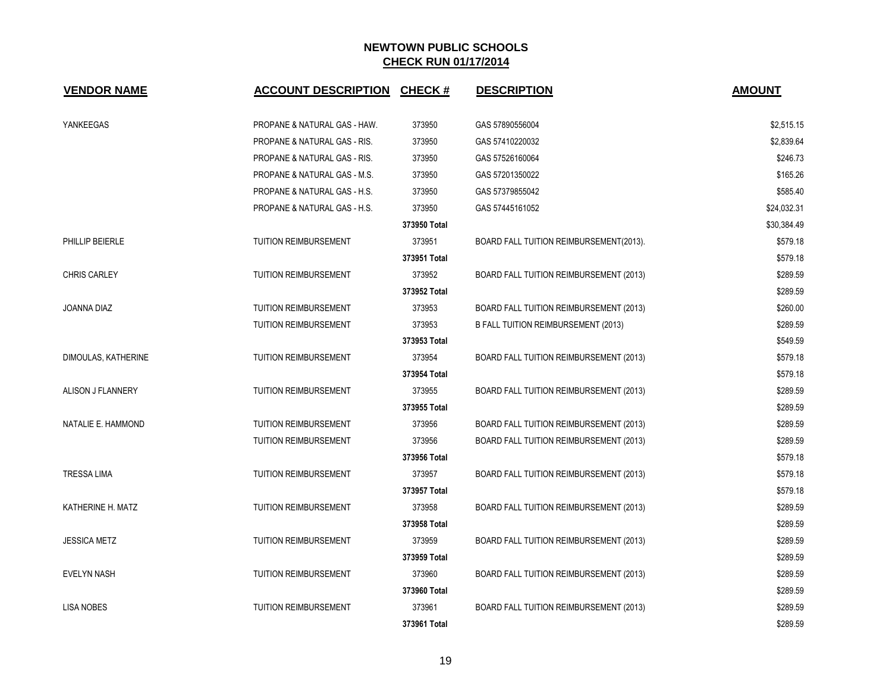## NEWTOWN PUBLIC SCHOOLS
## CHECK RUN 01/17/2014

| VENDOR NAME | ACCOUNT DESCRIPTION | CHECK # | DESCRIPTION | AMOUNT |
|---|---|---|---|---|
| YANKEEGAS | PROPANE & NATURAL GAS - HAW. | 373950 | GAS 57890556004 | $2,515.15 |
| | PROPANE & NATURAL GAS - RIS. | 373950 | GAS 57410220032 | $2,839.64 |
| | PROPANE & NATURAL GAS - RIS. | 373950 | GAS 57526160064 | $246.73 |
| | PROPANE & NATURAL GAS - M.S. | 373950 | GAS 57201350022 | $165.26 |
| | PROPANE & NATURAL GAS - H.S. | 373950 | GAS 57379855042 | $585.40 |
| | PROPANE & NATURAL GAS - H.S. | 373950 | GAS 57445161052 | $24,032.31 |
| | | **373950 Total** | | $30,384.49 |
| PHILLIP BEIERLE | TUITION REIMBURSEMENT | 373951 | BOARD FALL TUITION REIMBURSEMENT(2013). | $579.18 |
| | | **373951 Total** | | $579.18 |
| CHRIS CARLEY | TUITION REIMBURSEMENT | 373952 | BOARD FALL TUITION REIMBURSEMENT (2013) | $289.59 |
| | | **373952 Total** | | $289.59 |
| JOANNA DIAZ | TUITION REIMBURSEMENT | 373953 | BOARD FALL TUITION REIMBURSEMENT (2013) | $260.00 |
| | TUITION REIMBURSEMENT | 373953 | B FALL TUITION REIMBURSEMENT (2013) | $289.59 |
| | | **373953 Total** | | $549.59 |
| DIMOULAS, KATHERINE | TUITION REIMBURSEMENT | 373954 | BOARD FALL TUITION REIMBURSEMENT (2013) | $579.18 |
| | | **373954 Total** | | $579.18 |
| ALISON J FLANNERY | TUITION REIMBURSEMENT | 373955 | BOARD FALL TUITION REIMBURSEMENT (2013) | $289.59 |
| | | **373955 Total** | | $289.59 |
| NATALIE E. HAMMOND | TUITION REIMBURSEMENT | 373956 | BOARD FALL TUITION REIMBURSEMENT (2013) | $289.59 |
| | TUITION REIMBURSEMENT | 373956 | BOARD FALL TUITION REIMBURSEMENT (2013) | $289.59 |
| | | **373956 Total** | | $579.18 |
| TRESSA LIMA | TUITION REIMBURSEMENT | 373957 | BOARD FALL TUITION REIMBURSEMENT (2013) | $579.18 |
| | | **373957 Total** | | $579.18 |
| KATHERINE H. MATZ | TUITION REIMBURSEMENT | 373958 | BOARD FALL TUITION REIMBURSEMENT (2013) | $289.59 |
| | | **373958 Total** | | $289.59 |
| JESSICA METZ | TUITION REIMBURSEMENT | 373959 | BOARD FALL TUITION REIMBURSEMENT (2013) | $289.59 |
| | | **373959 Total** | | $289.59 |
| EVELYN NASH | TUITION REIMBURSEMENT | 373960 | BOARD FALL TUITION REIMBURSEMENT (2013) | $289.59 |
| | | **373960 Total** | | $289.59 |
| LISA NOBES | TUITION REIMBURSEMENT | 373961 | BOARD FALL TUITION REIMBURSEMENT (2013) | $289.59 |
| | | **373961 Total** | | $289.59 |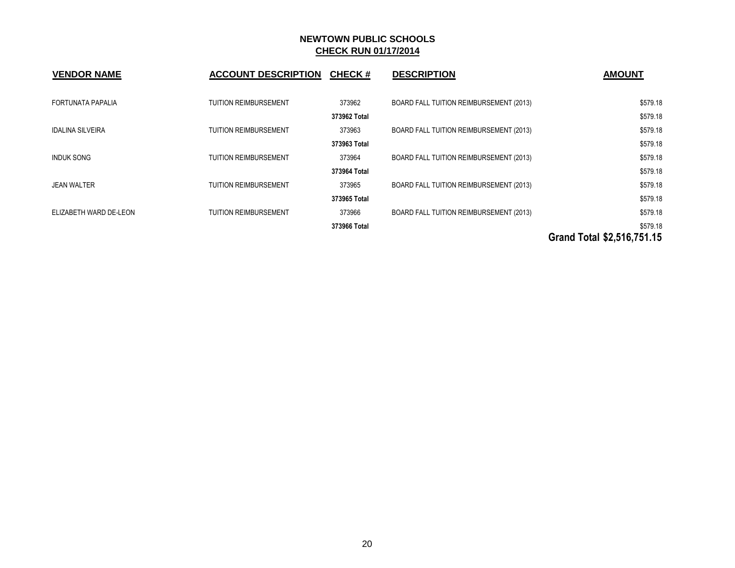**NEWTOWN PUBLIC SCHOOLS**

**CHECK RUN 01/17/2014**

| VENDOR NAME | ACCOUNT DESCRIPTION | CHECK # | DESCRIPTION | AMOUNT |
|---|---|---|---|---|
| FORTUNATA PAPALIA | TUITION REIMBURSEMENT | 373962 | BOARD FALL TUITION REIMBURSEMENT (2013) | $579.18 |
| | | **373962 Total** | | $579.18 |
| IDALINA SILVEIRA | TUITION REIMBURSEMENT | 373963 | BOARD FALL TUITION REIMBURSEMENT (2013) | $579.18 |
| | | **373963 Total** | | $579.18 |
| INDUK SONG | TUITION REIMBURSEMENT | 373964 | BOARD FALL TUITION REIMBURSEMENT (2013) | $579.18 |
| | | **373964 Total** | | $579.18 |
| JEAN WALTER | TUITION REIMBURSEMENT | 373965 | BOARD FALL TUITION REIMBURSEMENT (2013) | $579.18 |
| | | **373965 Total** | | $579.18 |
| ELIZABETH WARD DE-LEON | TUITION REIMBURSEMENT | 373966 | BOARD FALL TUITION REIMBURSEMENT (2013) | $579.18 |
| | | **373966 Total** | | $579.18 |
| | | | **Grand Total** | **$2,516,751.15** |